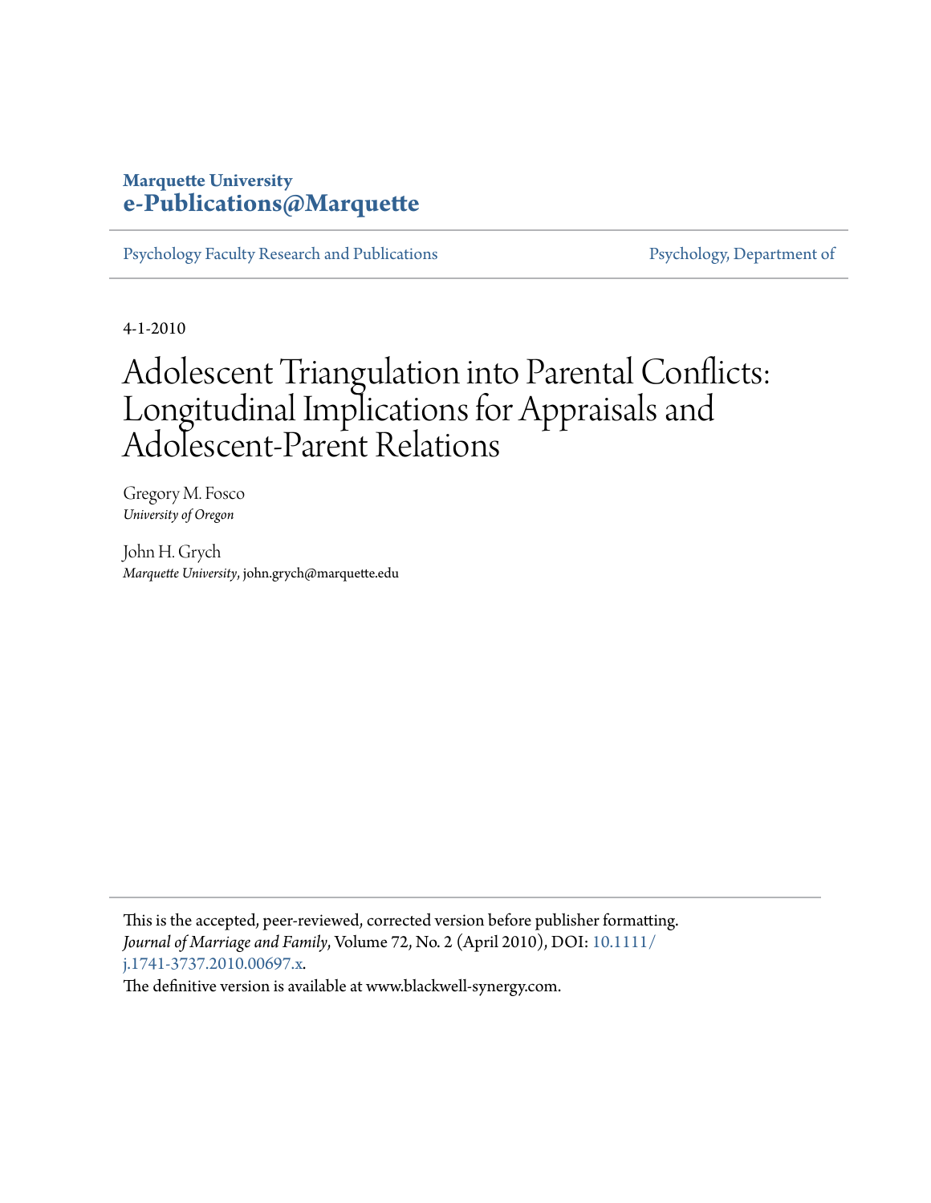**Marquette University**
**e-Publications@Marquette**

Psychology Faculty Research and Publications | Psychology, Department of

4-1-2010

# Adolescent Triangulation into Parental Conflicts: Longitudinal Implications for Appraisals and Adolescent-Parent Relations

Gregory M. Fosco
*University of Oregon*

John H. Grych
*Marquette University*, john.grych@marquette.edu

This is the accepted, peer-reviewed, corrected version before publisher formatting. *Journal of Marriage and Family*, Volume 72, No. 2 (April 2010), DOI: 10.1111/j.1741-3737.2010.00697.x.

The definitive version is available at www.blackwell-synergy.com.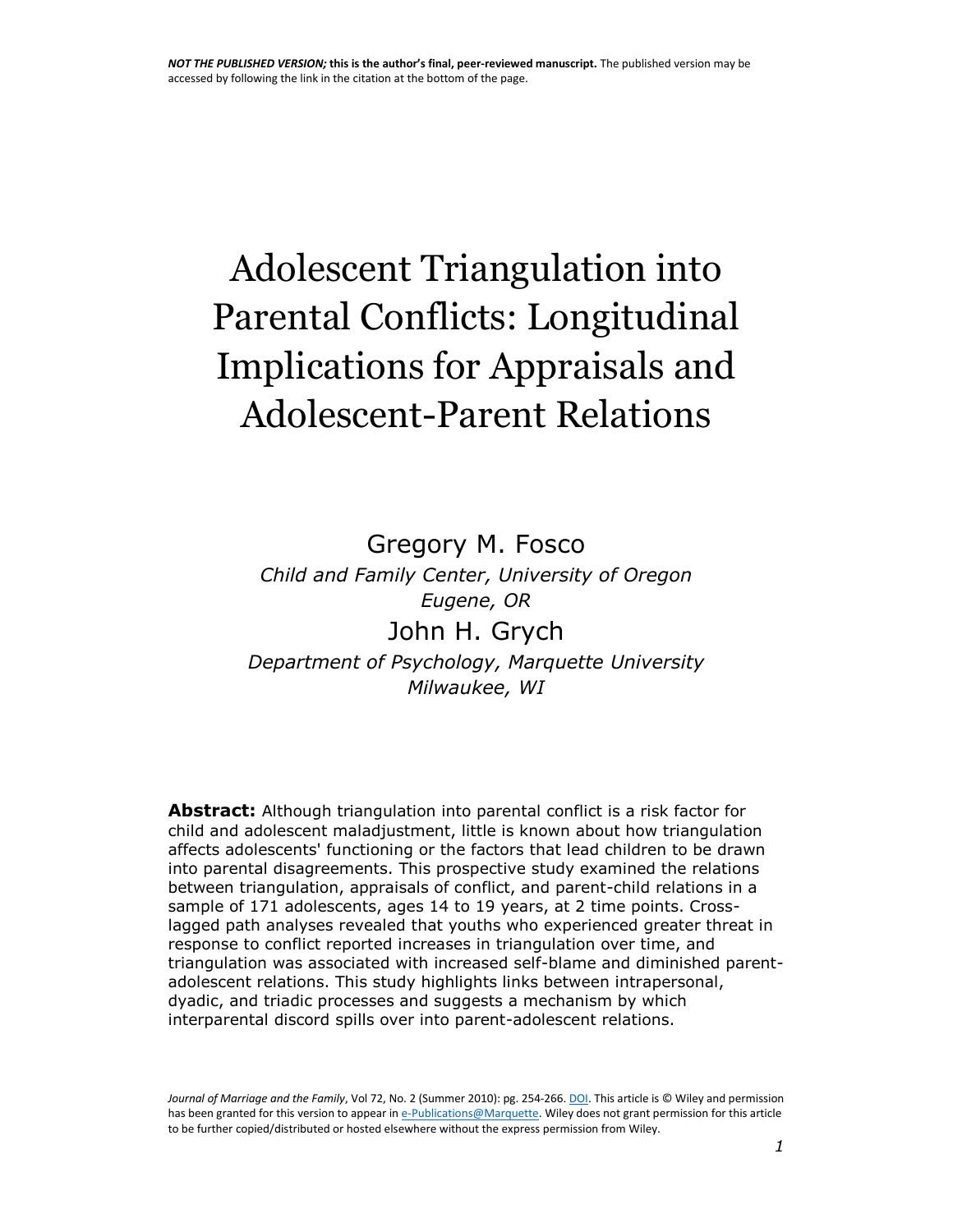**NOT THE PUBLISHED VERSION; this is the author's final, peer-reviewed manuscript.** The published version may be accessed by following the link in the citation at the bottom of the page.

# Adolescent Triangulation into Parental Conflicts: Longitudinal Implications for Appraisals and Adolescent-Parent Relations

Gregory M. Fosco

*Child and Family Center, University of Oregon*
*Eugene, OR*

John H. Grych

*Department of Psychology, Marquette University*
*Milwaukee, WI*

**Abstract:** Although triangulation into parental conflict is a risk factor for child and adolescent maladjustment, little is known about how triangulation affects adolescents' functioning or the factors that lead children to be drawn into parental disagreements. This prospective study examined the relations between triangulation, appraisals of conflict, and parent-child relations in a sample of 171 adolescents, ages 14 to 19 years, at 2 time points. Cross-lagged path analyses revealed that youths who experienced greater threat in response to conflict reported increases in triangulation over time, and triangulation was associated with increased self-blame and diminished parent-adolescent relations. This study highlights links between intrapersonal, dyadic, and triadic processes and suggests a mechanism by which interparental discord spills over into parent-adolescent relations.

*Journal of Marriage and the Family*, Vol 72, No. 2 (Summer 2010): pg. 254-266. DOI. This article is © Wiley and permission has been granted for this version to appear in e-Publications@Marquette. Wiley does not grant permission for this article to be further copied/distributed or hosted elsewhere without the express permission from Wiley.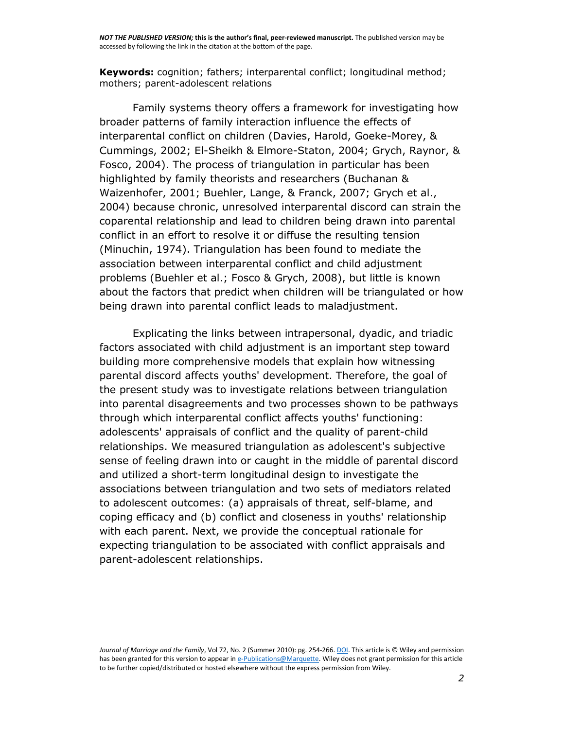**Keywords:** cognition; fathers; interparental conflict; longitudinal method; mothers; parent-adolescent relations

Family systems theory offers a framework for investigating how broader patterns of family interaction influence the effects of interparental conflict on children (Davies, Harold, Goeke-Morey, & Cummings, 2002; El-Sheikh & Elmore-Staton, 2004; Grych, Raynor, & Fosco, 2004). The process of triangulation in particular has been highlighted by family theorists and researchers (Buchanan & Waizenhofer, 2001; Buehler, Lange, & Franck, 2007; Grych et al., 2004) because chronic, unresolved interparental discord can strain the coparental relationship and lead to children being drawn into parental conflict in an effort to resolve it or diffuse the resulting tension (Minuchin, 1974). Triangulation has been found to mediate the association between interparental conflict and child adjustment problems (Buehler et al.; Fosco & Grych, 2008), but little is known about the factors that predict when children will be triangulated or how being drawn into parental conflict leads to maladjustment.

Explicating the links between intrapersonal, dyadic, and triadic factors associated with child adjustment is an important step toward building more comprehensive models that explain how witnessing parental discord affects youths' development. Therefore, the goal of the present study was to investigate relations between triangulation into parental disagreements and two processes shown to be pathways through which interparental conflict affects youths' functioning: adolescents' appraisals of conflict and the quality of parent-child relationships. We measured triangulation as adolescent's subjective sense of feeling drawn into or caught in the middle of parental discord and utilized a short-term longitudinal design to investigate the associations between triangulation and two sets of mediators related to adolescent outcomes: (a) appraisals of threat, self-blame, and coping efficacy and (b) conflict and closeness in youths' relationship with each parent. Next, we provide the conceptual rationale for expecting triangulation to be associated with conflict appraisals and parent-adolescent relationships.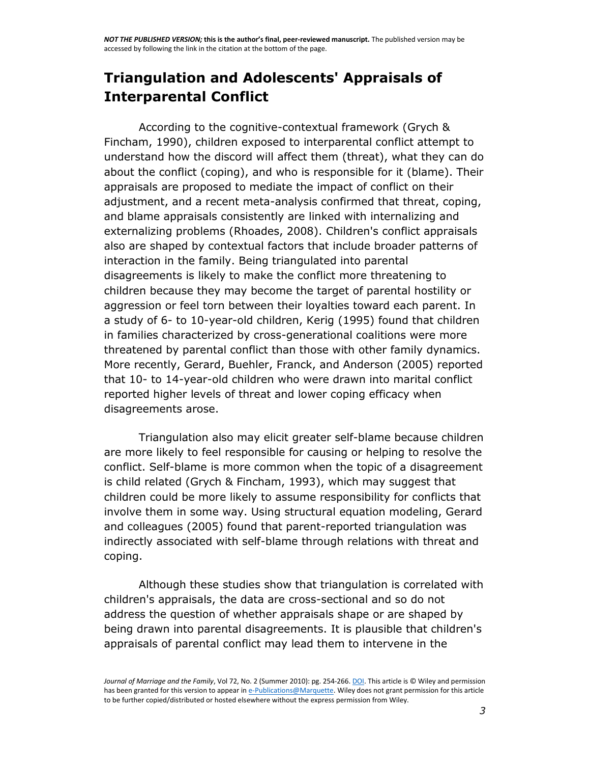## Triangulation and Adolescents' Appraisals of Interparental Conflict

According to the cognitive-contextual framework (Grych & Fincham, 1990), children exposed to interparental conflict attempt to understand how the discord will affect them (threat), what they can do about the conflict (coping), and who is responsible for it (blame). Their appraisals are proposed to mediate the impact of conflict on their adjustment, and a recent meta-analysis confirmed that threat, coping, and blame appraisals consistently are linked with internalizing and externalizing problems (Rhoades, 2008). Children's conflict appraisals also are shaped by contextual factors that include broader patterns of interaction in the family. Being triangulated into parental disagreements is likely to make the conflict more threatening to children because they may become the target of parental hostility or aggression or feel torn between their loyalties toward each parent. In a study of 6- to 10-year-old children, Kerig (1995) found that children in families characterized by cross-generational coalitions were more threatened by parental conflict than those with other family dynamics. More recently, Gerard, Buehler, Franck, and Anderson (2005) reported that 10- to 14-year-old children who were drawn into marital conflict reported higher levels of threat and lower coping efficacy when disagreements arose.

Triangulation also may elicit greater self-blame because children are more likely to feel responsible for causing or helping to resolve the conflict. Self-blame is more common when the topic of a disagreement is child related (Grych & Fincham, 1993), which may suggest that children could be more likely to assume responsibility for conflicts that involve them in some way. Using structural equation modeling, Gerard and colleagues (2005) found that parent-reported triangulation was indirectly associated with self-blame through relations with threat and coping.

Although these studies show that triangulation is correlated with children's appraisals, the data are cross-sectional and so do not address the question of whether appraisals shape or are shaped by being drawn into parental disagreements. It is plausible that children's appraisals of parental conflict may lead them to intervene in the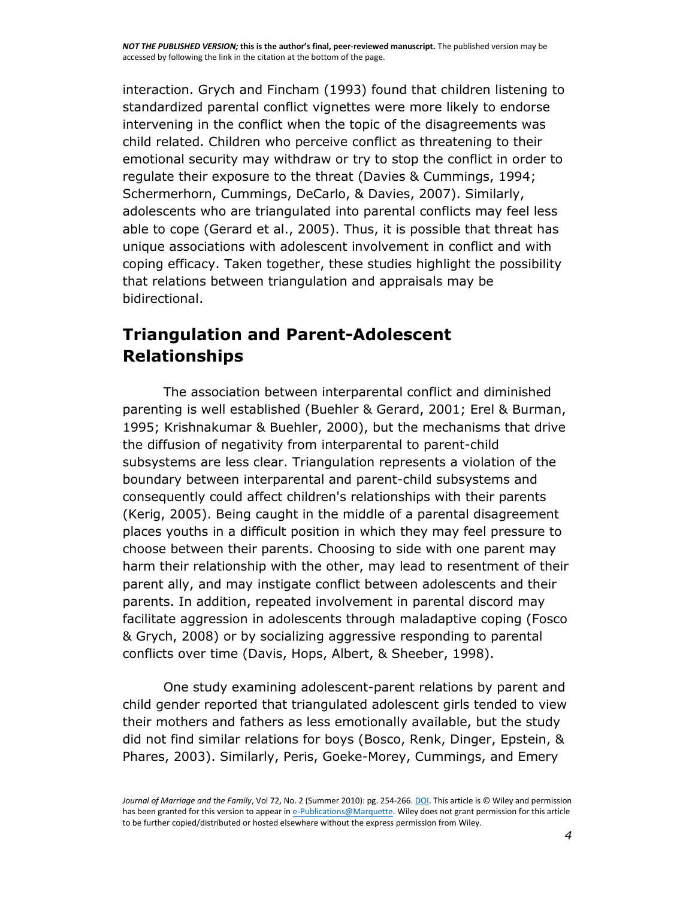interaction. Grych and Fincham (1993) found that children listening to standardized parental conflict vignettes were more likely to endorse intervening in the conflict when the topic of the disagreements was child related. Children who perceive conflict as threatening to their emotional security may withdraw or try to stop the conflict in order to regulate their exposure to the threat (Davies & Cummings, 1994; Schermerhorn, Cummings, DeCarlo, & Davies, 2007). Similarly, adolescents who are triangulated into parental conflicts may feel less able to cope (Gerard et al., 2005). Thus, it is possible that threat has unique associations with adolescent involvement in conflict and with coping efficacy. Taken together, these studies highlight the possibility that relations between triangulation and appraisals may be bidirectional.

## Triangulation and Parent-Adolescent Relationships

The association between interparental conflict and diminished parenting is well established (Buehler & Gerard, 2001; Erel & Burman, 1995; Krishnakumar & Buehler, 2000), but the mechanisms that drive the diffusion of negativity from interparental to parent-child subsystems are less clear. Triangulation represents a violation of the boundary between interparental and parent-child subsystems and consequently could affect children's relationships with their parents (Kerig, 2005). Being caught in the middle of a parental disagreement places youths in a difficult position in which they may feel pressure to choose between their parents. Choosing to side with one parent may harm their relationship with the other, may lead to resentment of their parent ally, and may instigate conflict between adolescents and their parents. In addition, repeated involvement in parental discord may facilitate aggression in adolescents through maladaptive coping (Fosco & Grych, 2008) or by socializing aggressive responding to parental conflicts over time (Davis, Hops, Albert, & Sheeber, 1998).

One study examining adolescent-parent relations by parent and child gender reported that triangulated adolescent girls tended to view their mothers and fathers as less emotionally available, but the study did not find similar relations for boys (Bosco, Renk, Dinger, Epstein, & Phares, 2003). Similarly, Peris, Goeke-Morey, Cummings, and Emery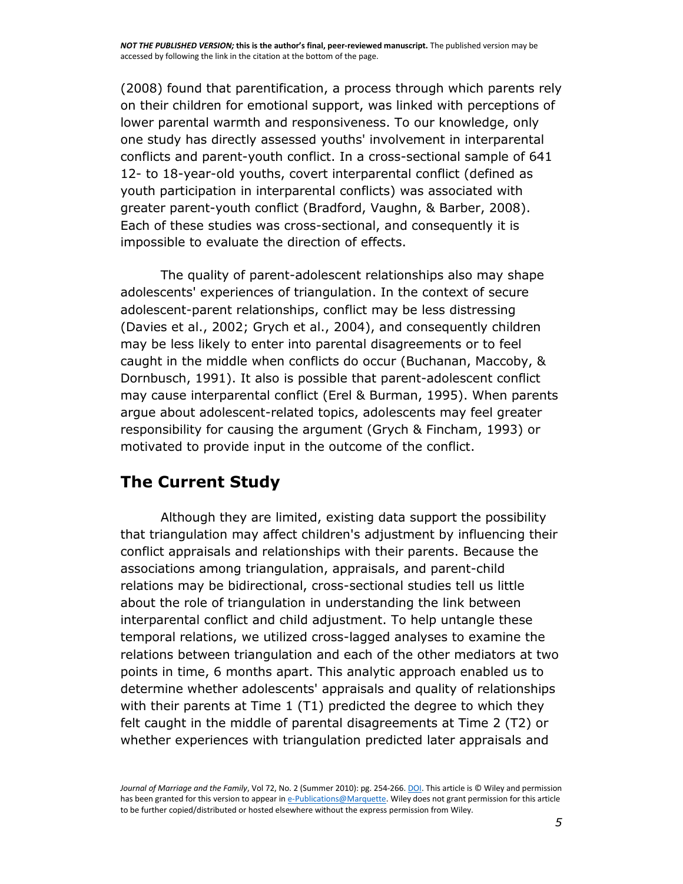(2008) found that parentification, a process through which parents rely on their children for emotional support, was linked with perceptions of lower parental warmth and responsiveness. To our knowledge, only one study has directly assessed youths' involvement in interparental conflicts and parent-youth conflict. In a cross-sectional sample of 641 12- to 18-year-old youths, covert interparental conflict (defined as youth participation in interparental conflicts) was associated with greater parent-youth conflict (Bradford, Vaughn, & Barber, 2008). Each of these studies was cross-sectional, and consequently it is impossible to evaluate the direction of effects.

The quality of parent-adolescent relationships also may shape adolescents' experiences of triangulation. In the context of secure adolescent-parent relationships, conflict may be less distressing (Davies et al., 2002; Grych et al., 2004), and consequently children may be less likely to enter into parental disagreements or to feel caught in the middle when conflicts do occur (Buchanan, Maccoby, & Dornbusch, 1991). It also is possible that parent-adolescent conflict may cause interparental conflict (Erel & Burman, 1995). When parents argue about adolescent-related topics, adolescents may feel greater responsibility for causing the argument (Grych & Fincham, 1993) or motivated to provide input in the outcome of the conflict.

## The Current Study

Although they are limited, existing data support the possibility that triangulation may affect children's adjustment by influencing their conflict appraisals and relationships with their parents. Because the associations among triangulation, appraisals, and parent-child relations may be bidirectional, cross-sectional studies tell us little about the role of triangulation in understanding the link between interparental conflict and child adjustment. To help untangle these temporal relations, we utilized cross-lagged analyses to examine the relations between triangulation and each of the other mediators at two points in time, 6 months apart. This analytic approach enabled us to determine whether adolescents' appraisals and quality of relationships with their parents at Time 1 (T1) predicted the degree to which they felt caught in the middle of parental disagreements at Time 2 (T2) or whether experiences with triangulation predicted later appraisals and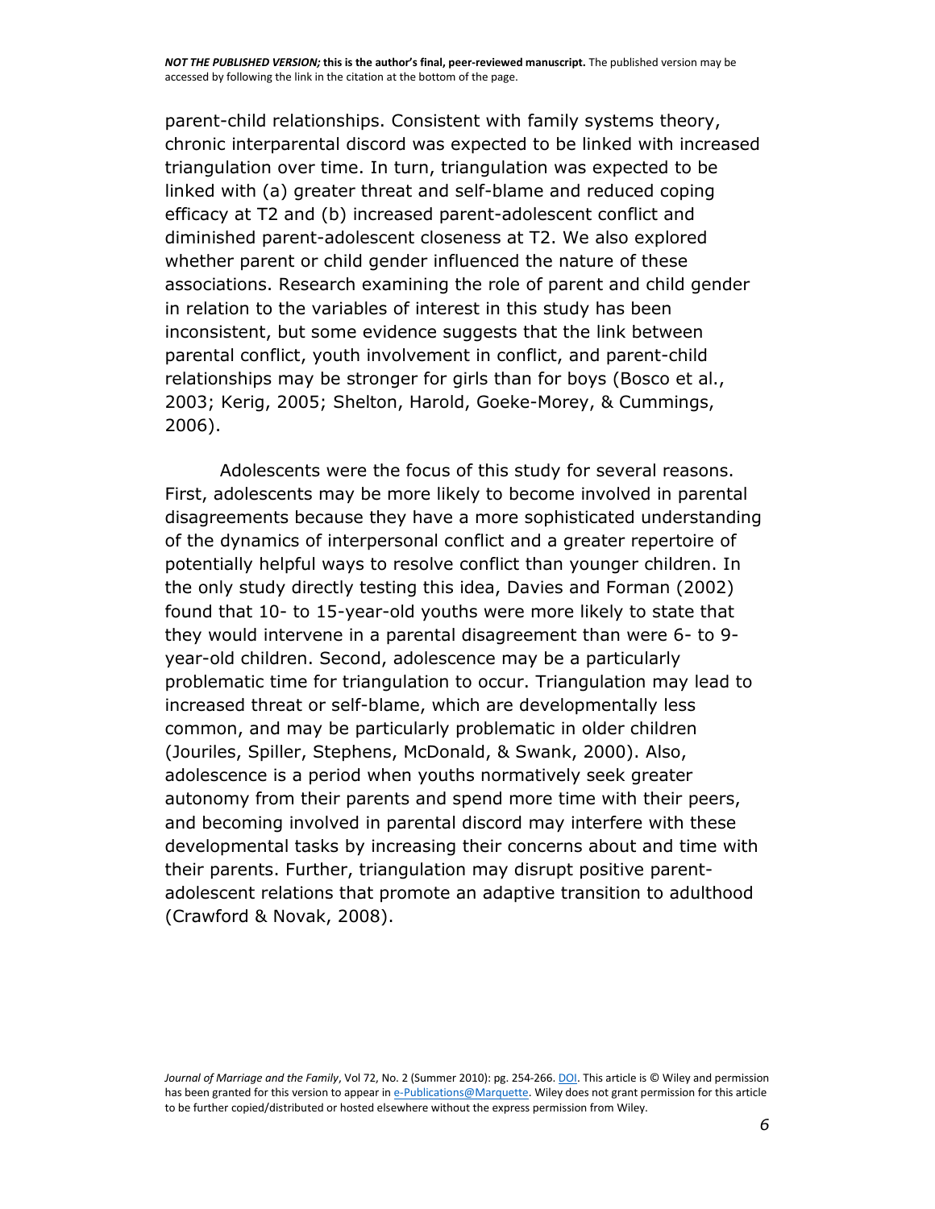parent-child relationships. Consistent with family systems theory, chronic interparental discord was expected to be linked with increased triangulation over time. In turn, triangulation was expected to be linked with (a) greater threat and self-blame and reduced coping efficacy at T2 and (b) increased parent-adolescent conflict and diminished parent-adolescent closeness at T2. We also explored whether parent or child gender influenced the nature of these associations. Research examining the role of parent and child gender in relation to the variables of interest in this study has been inconsistent, but some evidence suggests that the link between parental conflict, youth involvement in conflict, and parent-child relationships may be stronger for girls than for boys (Bosco et al., 2003; Kerig, 2005; Shelton, Harold, Goeke-Morey, & Cummings, 2006).

Adolescents were the focus of this study for several reasons. First, adolescents may be more likely to become involved in parental disagreements because they have a more sophisticated understanding of the dynamics of interpersonal conflict and a greater repertoire of potentially helpful ways to resolve conflict than younger children. In the only study directly testing this idea, Davies and Forman (2002) found that 10- to 15-year-old youths were more likely to state that they would intervene in a parental disagreement than were 6- to 9-year-old children. Second, adolescence may be a particularly problematic time for triangulation to occur. Triangulation may lead to increased threat or self-blame, which are developmentally less common, and may be particularly problematic in older children (Jouriles, Spiller, Stephens, McDonald, & Swank, 2000). Also, adolescence is a period when youths normatively seek greater autonomy from their parents and spend more time with their peers, and becoming involved in parental discord may interfere with these developmental tasks by increasing their concerns about and time with their parents. Further, triangulation may disrupt positive parent-adolescent relations that promote an adaptive transition to adulthood (Crawford & Novak, 2008).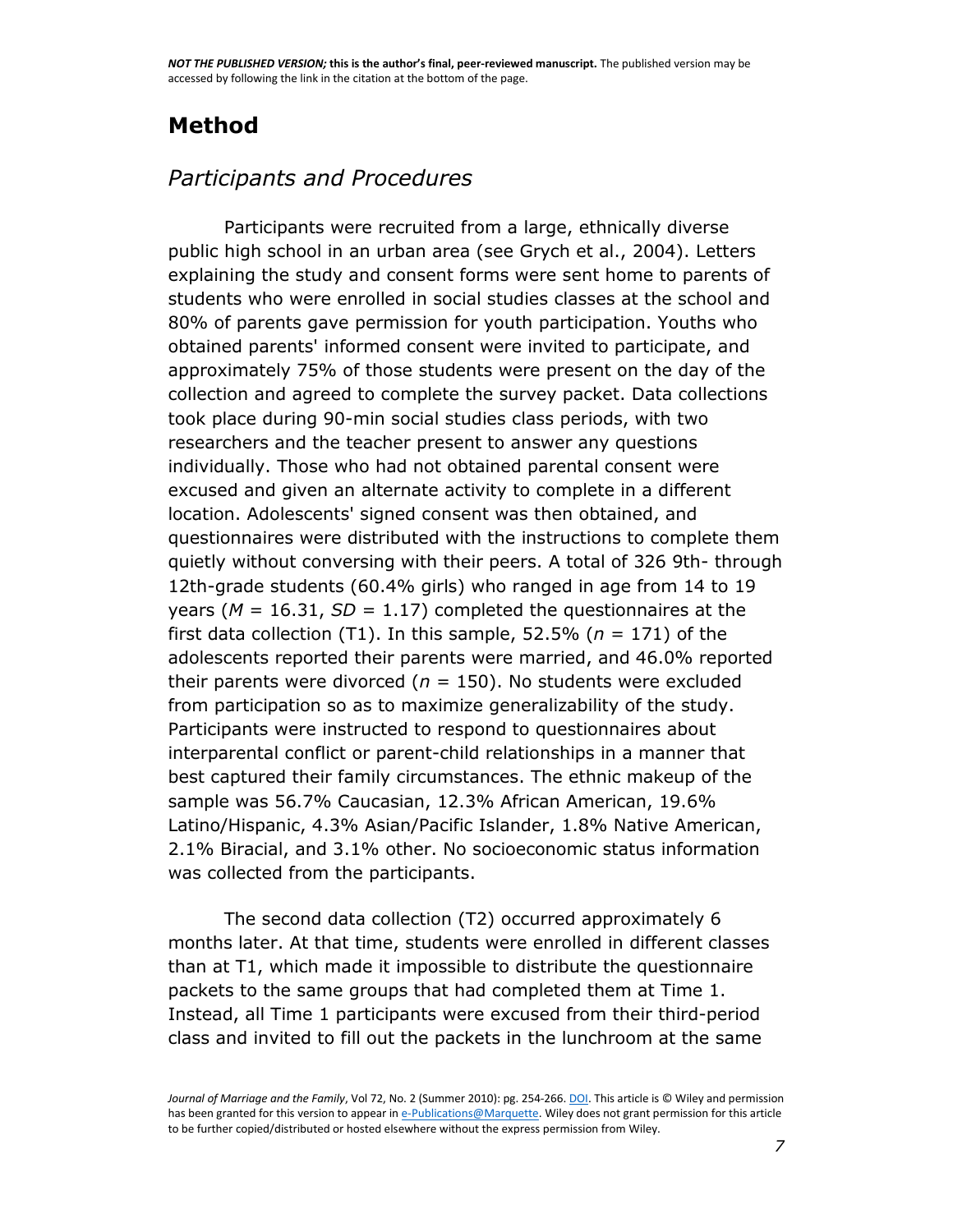# Method

## *Participants and Procedures*

Participants were recruited from a large, ethnically diverse public high school in an urban area (see Grych et al., 2004). Letters explaining the study and consent forms were sent home to parents of students who were enrolled in social studies classes at the school and 80% of parents gave permission for youth participation. Youths who obtained parents' informed consent were invited to participate, and approximately 75% of those students were present on the day of the collection and agreed to complete the survey packet. Data collections took place during 90-min social studies class periods, with two researchers and the teacher present to answer any questions individually. Those who had not obtained parental consent were excused and given an alternate activity to complete in a different location. Adolescents' signed consent was then obtained, and questionnaires were distributed with the instructions to complete them quietly without conversing with their peers. A total of 326 9th- through 12th-grade students (60.4% girls) who ranged in age from 14 to 19 years ($M$ = 16.31, $SD$ = 1.17) completed the questionnaires at the first data collection (T1). In this sample, 52.5% ($n$ = 171) of the adolescents reported their parents were married, and 46.0% reported their parents were divorced ($n$ = 150). No students were excluded from participation so as to maximize generalizability of the study. Participants were instructed to respond to questionnaires about interparental conflict or parent-child relationships in a manner that best captured their family circumstances. The ethnic makeup of the sample was 56.7% Caucasian, 12.3% African American, 19.6% Latino/Hispanic, 4.3% Asian/Pacific Islander, 1.8% Native American, 2.1% Biracial, and 3.1% other. No socioeconomic status information was collected from the participants.

The second data collection (T2) occurred approximately 6 months later. At that time, students were enrolled in different classes than at T1, which made it impossible to distribute the questionnaire packets to the same groups that had completed them at Time 1. Instead, all Time 1 participants were excused from their third-period class and invited to fill out the packets in the lunchroom at the same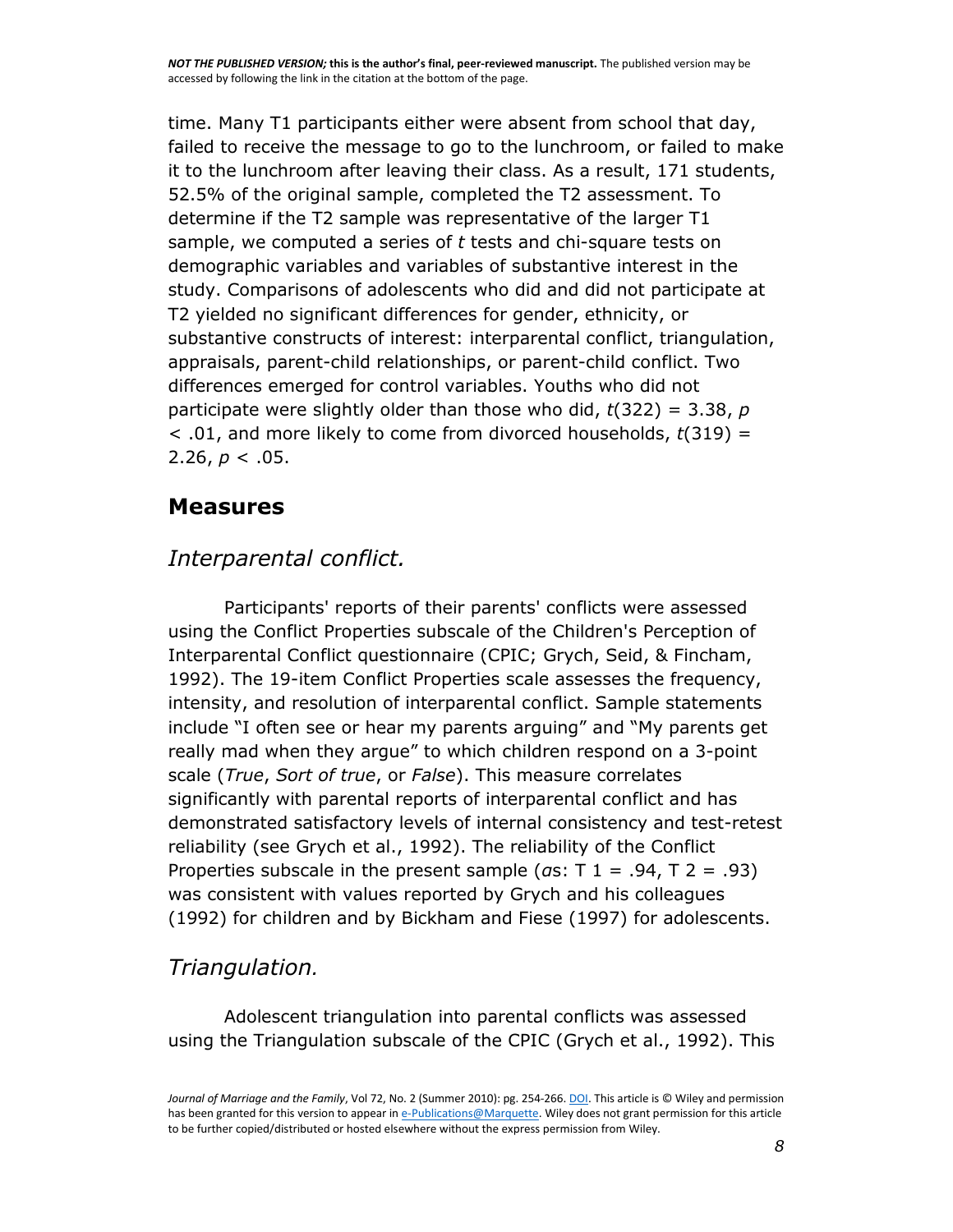time. Many T1 participants either were absent from school that day, failed to receive the message to go to the lunchroom, or failed to make it to the lunchroom after leaving their class. As a result, 171 students, 52.5% of the original sample, completed the T2 assessment. To determine if the T2 sample was representative of the larger T1 sample, we computed a series of *t* tests and chi-square tests on demographic variables and variables of substantive interest in the study. Comparisons of adolescents who did and did not participate at T2 yielded no significant differences for gender, ethnicity, or substantive constructs of interest: interparental conflict, triangulation, appraisals, parent-child relationships, or parent-child conflict. Two differences emerged for control variables. Youths who did not participate were slightly older than those who did, $t(322) = 3.38$, $p < .01$, and more likely to come from divorced households, $t(319) = 2.26$, $p < .05$.

## Measures

### *Interparental conflict.*

Participants' reports of their parents' conflicts were assessed using the Conflict Properties subscale of the Children's Perception of Interparental Conflict questionnaire (CPIC; Grych, Seid, & Fincham, 1992). The 19-item Conflict Properties scale assesses the frequency, intensity, and resolution of interparental conflict. Sample statements include "I often see or hear my parents arguing" and "My parents get really mad when they argue" to which children respond on a 3-point scale (*True*, *Sort of true*, or *False*). This measure correlates significantly with parental reports of interparental conflict and has demonstrated satisfactory levels of internal consistency and test-retest reliability (see Grych et al., 1992). The reliability of the Conflict Properties subscale in the present sample ($\alpha$s: T 1 = .94, T 2 = .93) was consistent with values reported by Grych and his colleagues (1992) for children and by Bickham and Fiese (1997) for adolescents.

### *Triangulation.*

Adolescent triangulation into parental conflicts was assessed using the Triangulation subscale of the CPIC (Grych et al., 1992). This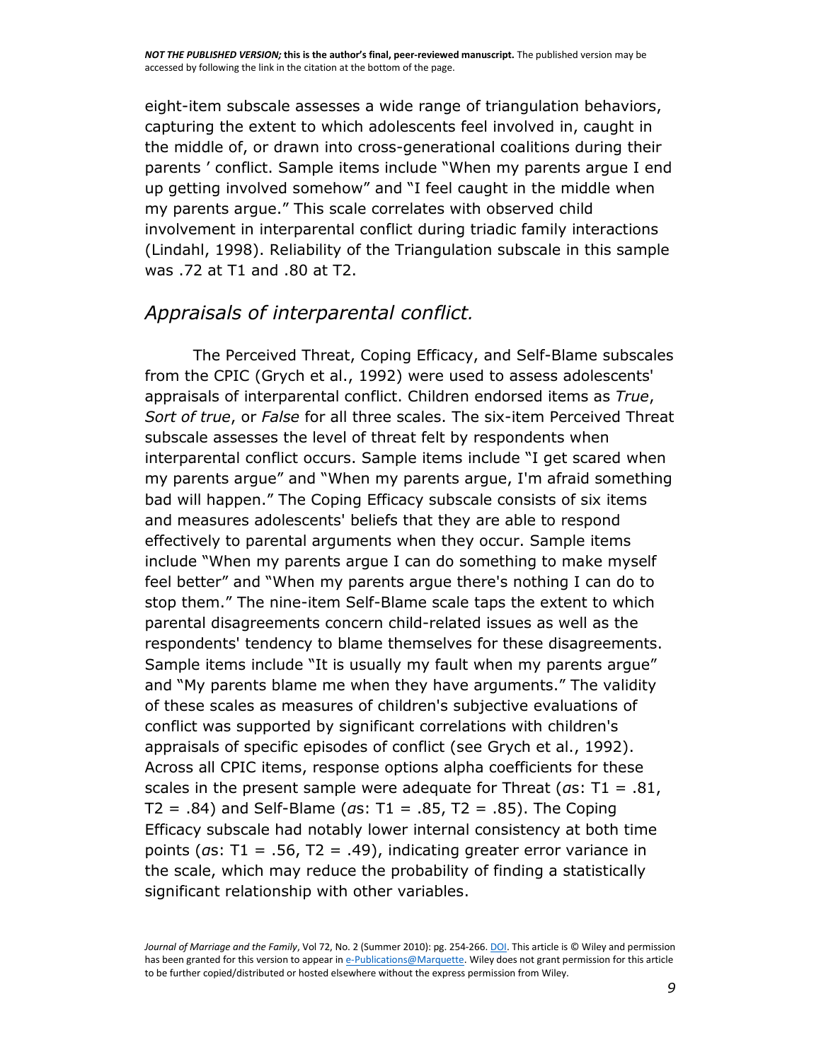eight-item subscale assesses a wide range of triangulation behaviors, capturing the extent to which adolescents feel involved in, caught in the middle of, or drawn into cross-generational coalitions during their parents ' conflict. Sample items include "When my parents argue I end up getting involved somehow" and "I feel caught in the middle when my parents argue." This scale correlates with observed child involvement in interparental conflict during triadic family interactions (Lindahl, 1998). Reliability of the Triangulation subscale in this sample was .72 at T1 and .80 at T2.

### *Appraisals of interparental conflict.*

The Perceived Threat, Coping Efficacy, and Self-Blame subscales from the CPIC (Grych et al., 1992) were used to assess adolescents' appraisals of interparental conflict. Children endorsed items as *True*, *Sort of true*, or *False* for all three scales. The six-item Perceived Threat subscale assesses the level of threat felt by respondents when interparental conflict occurs. Sample items include "I get scared when my parents argue" and "When my parents argue, I'm afraid something bad will happen." The Coping Efficacy subscale consists of six items and measures adolescents' beliefs that they are able to respond effectively to parental arguments when they occur. Sample items include "When my parents argue I can do something to make myself feel better" and "When my parents argue there's nothing I can do to stop them." The nine-item Self-Blame scale taps the extent to which parental disagreements concern child-related issues as well as the respondents' tendency to blame themselves for these disagreements. Sample items include "It is usually my fault when my parents argue" and "My parents blame me when they have arguments." The validity of these scales as measures of children's subjective evaluations of conflict was supported by significant correlations with children's appraisals of specific episodes of conflict (see Grych et al., 1992). Across all CPIC items, response options alpha coefficients for these scales in the present sample were adequate for Threat ($\alpha$s: T1 = .81, T2 = .84) and Self-Blame ($\alpha$s: T1 = .85, T2 = .85). The Coping Efficacy subscale had notably lower internal consistency at both time points ($\alpha$s: T1 = .56, T2 = .49), indicating greater error variance in the scale, which may reduce the probability of finding a statistically significant relationship with other variables.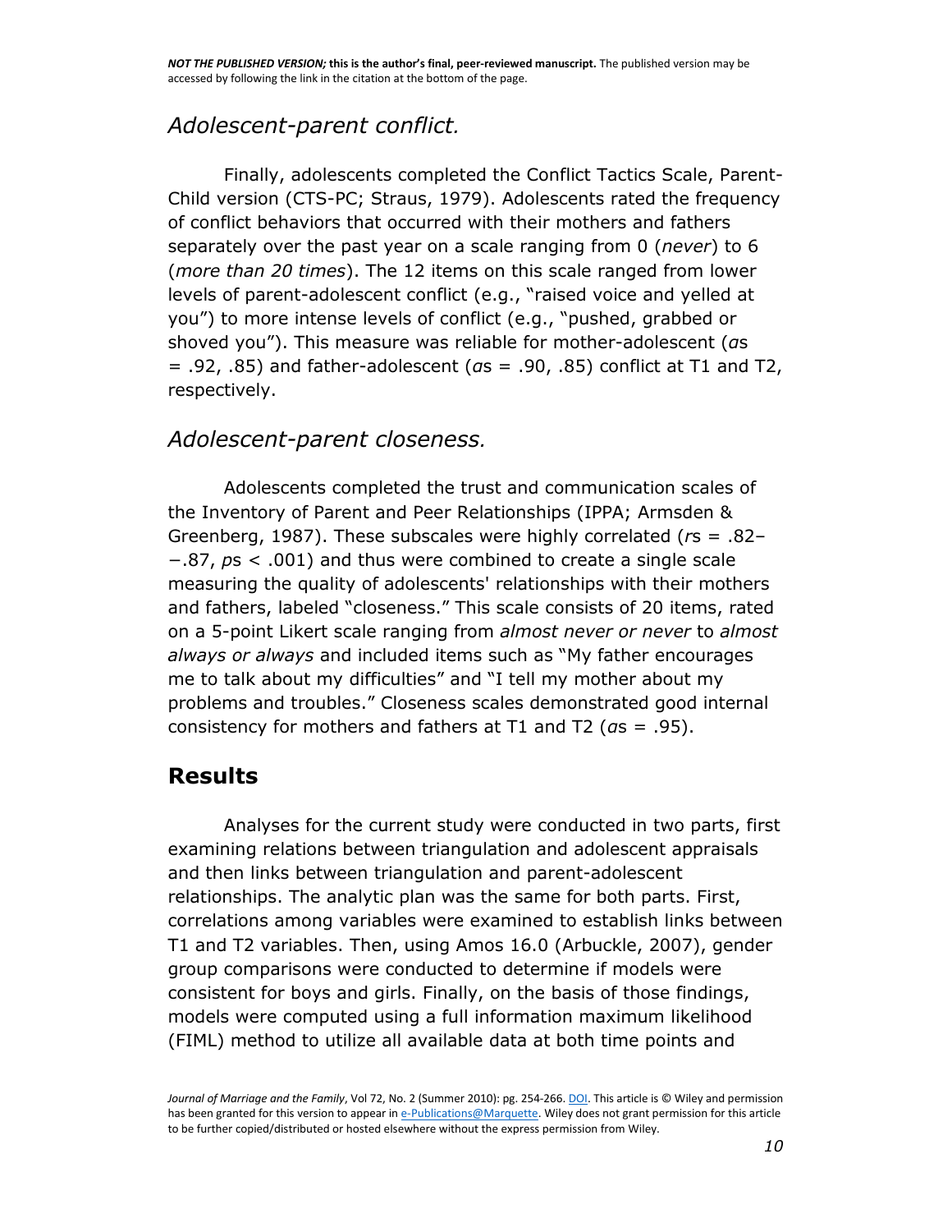### *Adolescent-parent conflict.*

Finally, adolescents completed the Conflict Tactics Scale, Parent-Child version (CTS-PC; Straus, 1979). Adolescents rated the frequency of conflict behaviors that occurred with their mothers and fathers separately over the past year on a scale ranging from 0 (*never*) to 6 (*more than 20 times*). The 12 items on this scale ranged from lower levels of parent-adolescent conflict (e.g., "raised voice and yelled at you") to more intense levels of conflict (e.g., "pushed, grabbed or shoved you"). This measure was reliable for mother-adolescent ($\alpha$s = .92, .85) and father-adolescent ($\alpha$s = .90, .85) conflict at T1 and T2, respectively.

### *Adolescent-parent closeness.*

Adolescents completed the trust and communication scales of the Inventory of Parent and Peer Relationships (IPPA; Armsden & Greenberg, 1987). These subscales were highly correlated ($r$s = .82–−.87, $p$s < .001) and thus were combined to create a single scale measuring the quality of adolescents' relationships with their mothers and fathers, labeled "closeness." This scale consists of 20 items, rated on a 5-point Likert scale ranging from *almost never or never* to *almost always or always* and included items such as "My father encourages me to talk about my difficulties" and "I tell my mother about my problems and troubles." Closeness scales demonstrated good internal consistency for mothers and fathers at T1 and T2 ($\alpha$s = .95).

## Results

Analyses for the current study were conducted in two parts, first examining relations between triangulation and adolescent appraisals and then links between triangulation and parent-adolescent relationships. The analytic plan was the same for both parts. First, correlations among variables were examined to establish links between T1 and T2 variables. Then, using Amos 16.0 (Arbuckle, 2007), gender group comparisons were conducted to determine if models were consistent for boys and girls. Finally, on the basis of those findings, models were computed using a full information maximum likelihood (FIML) method to utilize all available data at both time points and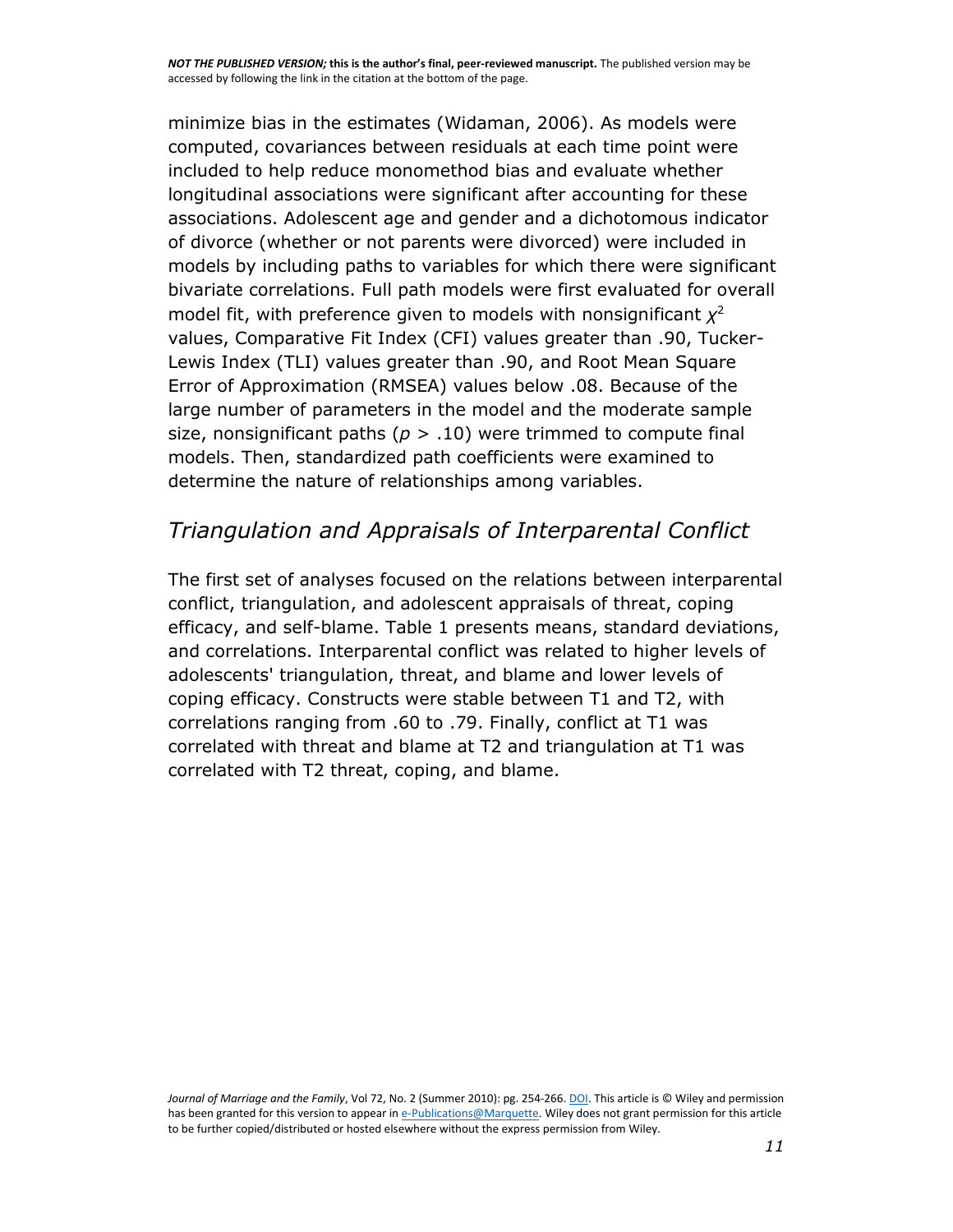minimize bias in the estimates (Widaman, 2006). As models were computed, covariances between residuals at each time point were included to help reduce monomethod bias and evaluate whether longitudinal associations were significant after accounting for these associations. Adolescent age and gender and a dichotomous indicator of divorce (whether or not parents were divorced) were included in models by including paths to variables for which there were significant bivariate correlations. Full path models were first evaluated for overall model fit, with preference given to models with nonsignificant $\chi^2$ values, Comparative Fit Index (CFI) values greater than .90, Tucker-Lewis Index (TLI) values greater than .90, and Root Mean Square Error of Approximation (RMSEA) values below .08. Because of the large number of parameters in the model and the moderate sample size, nonsignificant paths ($p > .10$) were trimmed to compute final models. Then, standardized path coefficients were examined to determine the nature of relationships among variables.

## *Triangulation and Appraisals of Interparental Conflict*

The first set of analyses focused on the relations between interparental conflict, triangulation, and adolescent appraisals of threat, coping efficacy, and self-blame. Table 1 presents means, standard deviations, and correlations. Interparental conflict was related to higher levels of adolescents' triangulation, threat, and blame and lower levels of coping efficacy. Constructs were stable between T1 and T2, with correlations ranging from .60 to .79. Finally, conflict at T1 was correlated with threat and blame at T2 and triangulation at T1 was correlated with T2 threat, coping, and blame.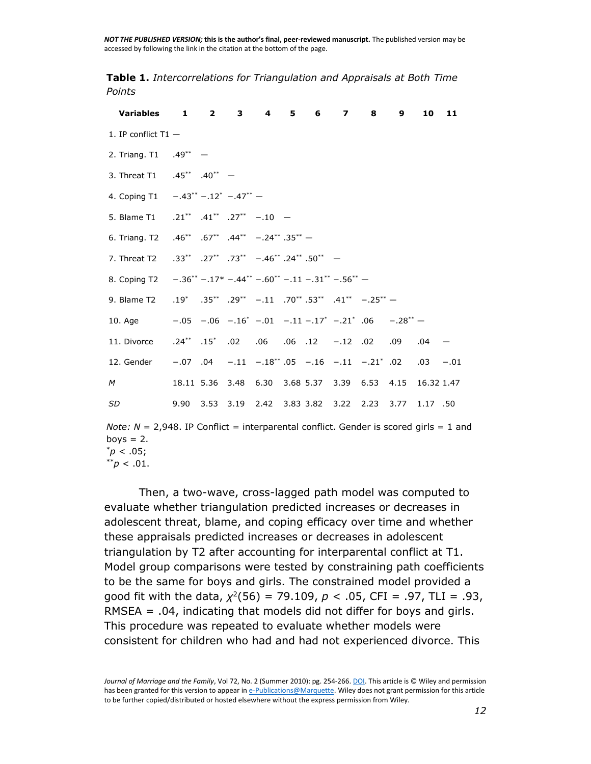**Table 1.** *Intercorrelations for Triangulation and Appraisals at Both Time Points*

| Variables | 1 | 2 | 3 | 4 | 5 | 6 | 7 | 8 | 9 | 10 | 11 |
|---|---|---|---|---|---|---|---|---|---|---|---|
| 1. IP conflict T1 | — | | | | | | | | | | |
| 2. Triang. T1 | .49** | — | | | | | | | | | |
| 3. Threat T1 | .45** | .40** | — | | | | | | | | |
| 4. Coping T1 | −.43** | −.12* | −.47** | — | | | | | | | |
| 5. Blame T1 | .21** | .41** | .27** | −.10 | — | | | | | | |
| 6. Triang. T2 | .46** | .67** | .44** | −.24** | .35** | — | | | | | |
| 7. Threat T2 | .33** | .27** | .73** | −.46** | .24** | .50** | — | | | | |
| 8. Coping T2 | −.36** | −.17* | −.44** | −.60** | −.11 | −.31** | −.56** | — | | | |
| 9. Blame T2 | .19* | .35** | .29** | −.11 | .70** | .53** | .41** | −.25** | — | | |
| 10. Age | −.05 | −.06 | −.16* | −.01 | −.11 | −.17* | −.21* | .06 | −.28** | — | |
| 11. Divorce | .24** | .15* | .02 | .06 | .06 | .12 | −.12 | .02 | .09 | .04 | — |
| 12. Gender | −.07 | .04 | −.11 | −.18** | .05 | −.16 | −.11 | −.21* | .02 | .03 | −.01 |
| *M* | 18.11 | 5.36 | 3.48 | 6.30 | 3.68 | 5.37 | 3.39 | 6.53 | 4.15 | 16.32 | 1.47 |
| *SD* | 9.90 | 3.53 | 3.19 | 2.42 | 3.83 | 3.82 | 3.22 | 2.23 | 3.77 | 1.17 | .50 |

*Note: N* = 2,948. IP Conflict = interparental conflict. Gender is scored girls = 1 and boys = 2.
*$p < .05$;
**$p < .01$.

Then, a two-wave, cross-lagged path model was computed to evaluate whether triangulation predicted increases or decreases in adolescent threat, blame, and coping efficacy over time and whether these appraisals predicted increases or decreases in adolescent triangulation by T2 after accounting for interparental conflict at T1. Model group comparisons were tested by constraining path coefficients to be the same for boys and girls. The constrained model provided a good fit with the data, $\chi^2(56) = 79.109$, $p < .05$, CFI = .97, TLI = .93, RMSEA = .04, indicating that models did not differ for boys and girls. This procedure was repeated to evaluate whether models were consistent for children who had and had not experienced divorce. This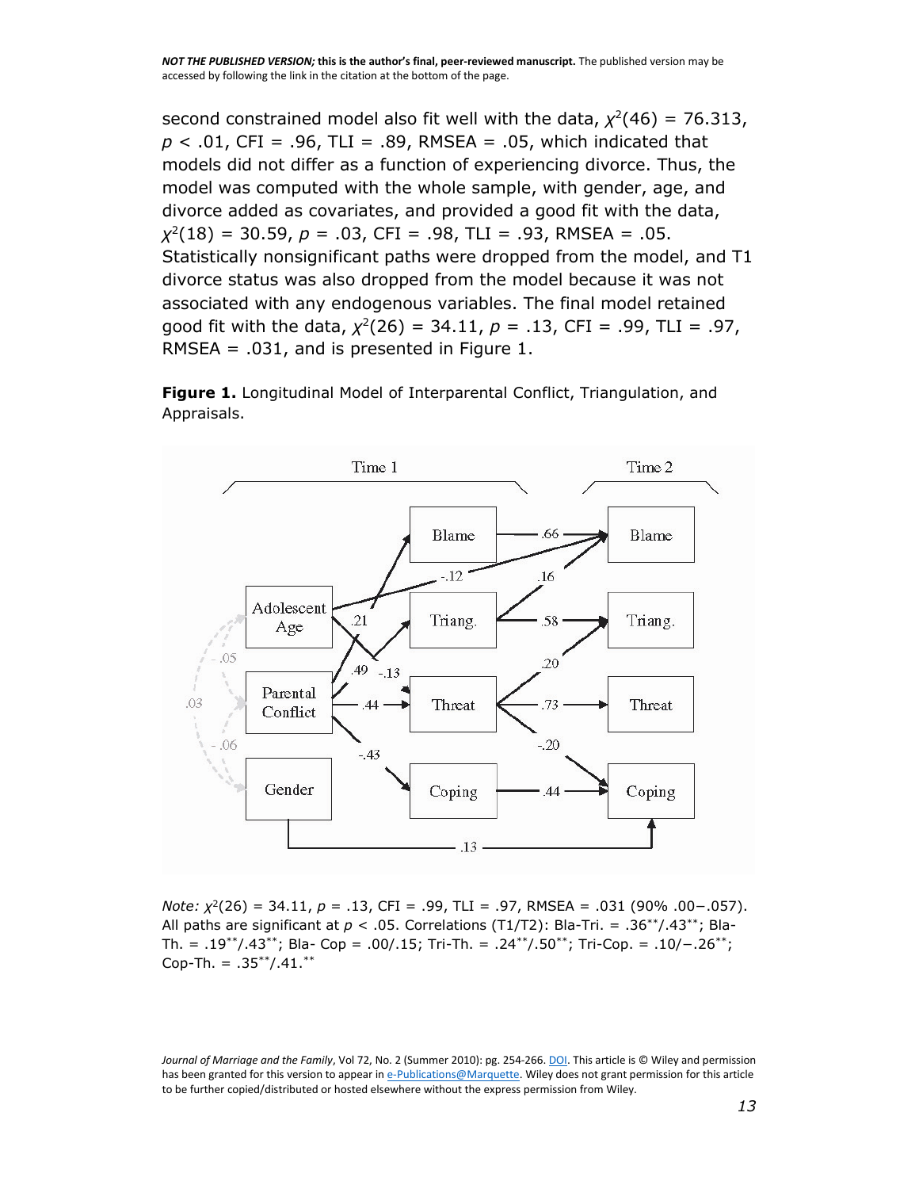second constrained model also fit well with the data, $\chi^2(46) = 76.313$, $p < .01$, CFI = .96, TLI = .89, RMSEA = .05, which indicated that models did not differ as a function of experiencing divorce. Thus, the model was computed with the whole sample, with gender, age, and divorce added as covariates, and provided a good fit with the data, $\chi^2(18) = 30.59$, $p = .03$, CFI = .98, TLI = .93, RMSEA = .05. Statistically nonsignificant paths were dropped from the model, and T1 divorce status was also dropped from the model because it was not associated with any endogenous variables. The final model retained good fit with the data, $\chi^2(26) = 34.11$, $p = .13$, CFI = .99, TLI = .97, RMSEA = .031, and is presented in Figure 1.

**Figure 1.** Longitudinal Model of Interparental Conflict, Triangulation, and Appraisals.

*Note:* $\chi^2(26) = 34.11$, $p = .13$, CFI = .99, TLI = .97, RMSEA = .031 (90% .00−.057). All paths are significant at $p < .05$. Correlations (T1/T2): Bla-Tri. = .36\*\*/.43\*\*; Bla-Th. = .19\*\*/.43\*\*; Bla- Cop = .00/.15; Tri-Th. = .24\*\*/.50\*\*; Tri-Cop. = .10/−.26\*\*; Cop-Th. = .35\*\*/.41.\*\*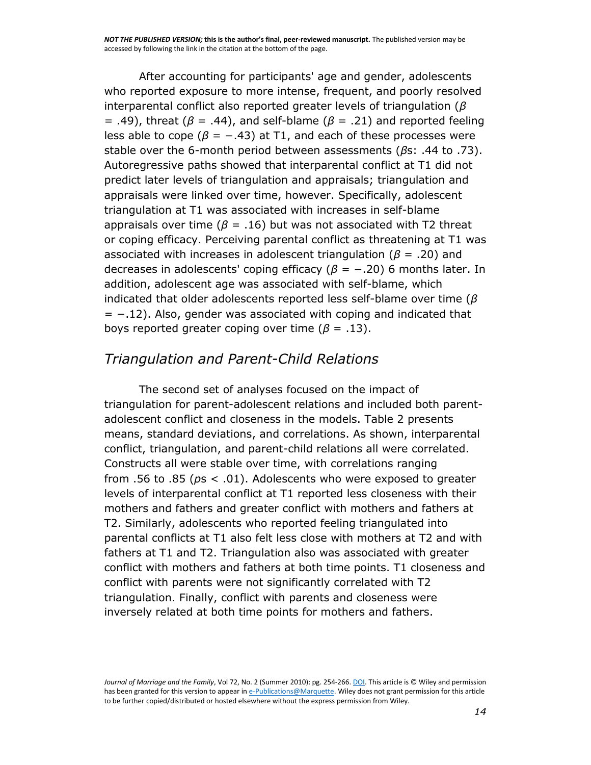After accounting for participants' age and gender, adolescents who reported exposure to more intense, frequent, and poorly resolved interparental conflict also reported greater levels of triangulation ($\beta = .49$), threat ($\beta = .44$), and self-blame ($\beta = .21$) and reported feeling less able to cope ($\beta = -.43$) at T1, and each of these processes were stable over the 6-month period between assessments ($\beta$s: .44 to .73). Autoregressive paths showed that interparental conflict at T1 did not predict later levels of triangulation and appraisals; triangulation and appraisals were linked over time, however. Specifically, adolescent triangulation at T1 was associated with increases in self-blame appraisals over time ($\beta = .16$) but was not associated with T2 threat or coping efficacy. Perceiving parental conflict as threatening at T1 was associated with increases in adolescent triangulation ($\beta = .20$) and decreases in adolescents' coping efficacy ($\beta = -.20$) 6 months later. In addition, adolescent age was associated with self-blame, which indicated that older adolescents reported less self-blame over time ($\beta = -.12$). Also, gender was associated with coping and indicated that boys reported greater coping over time ($\beta = .13$).

## *Triangulation and Parent-Child Relations*

The second set of analyses focused on the impact of triangulation for parent-adolescent relations and included both parent-adolescent conflict and closeness in the models. Table 2 presents means, standard deviations, and correlations. As shown, interparental conflict, triangulation, and parent-child relations all were correlated. Constructs all were stable over time, with correlations ranging from .56 to .85 ($p$s $< .01$). Adolescents who were exposed to greater levels of interparental conflict at T1 reported less closeness with their mothers and fathers and greater conflict with mothers and fathers at T2. Similarly, adolescents who reported feeling triangulated into parental conflicts at T1 also felt less close with mothers at T2 and with fathers at T1 and T2. Triangulation also was associated with greater conflict with mothers and fathers at both time points. T1 closeness and conflict with parents were not significantly correlated with T2 triangulation. Finally, conflict with parents and closeness were inversely related at both time points for mothers and fathers.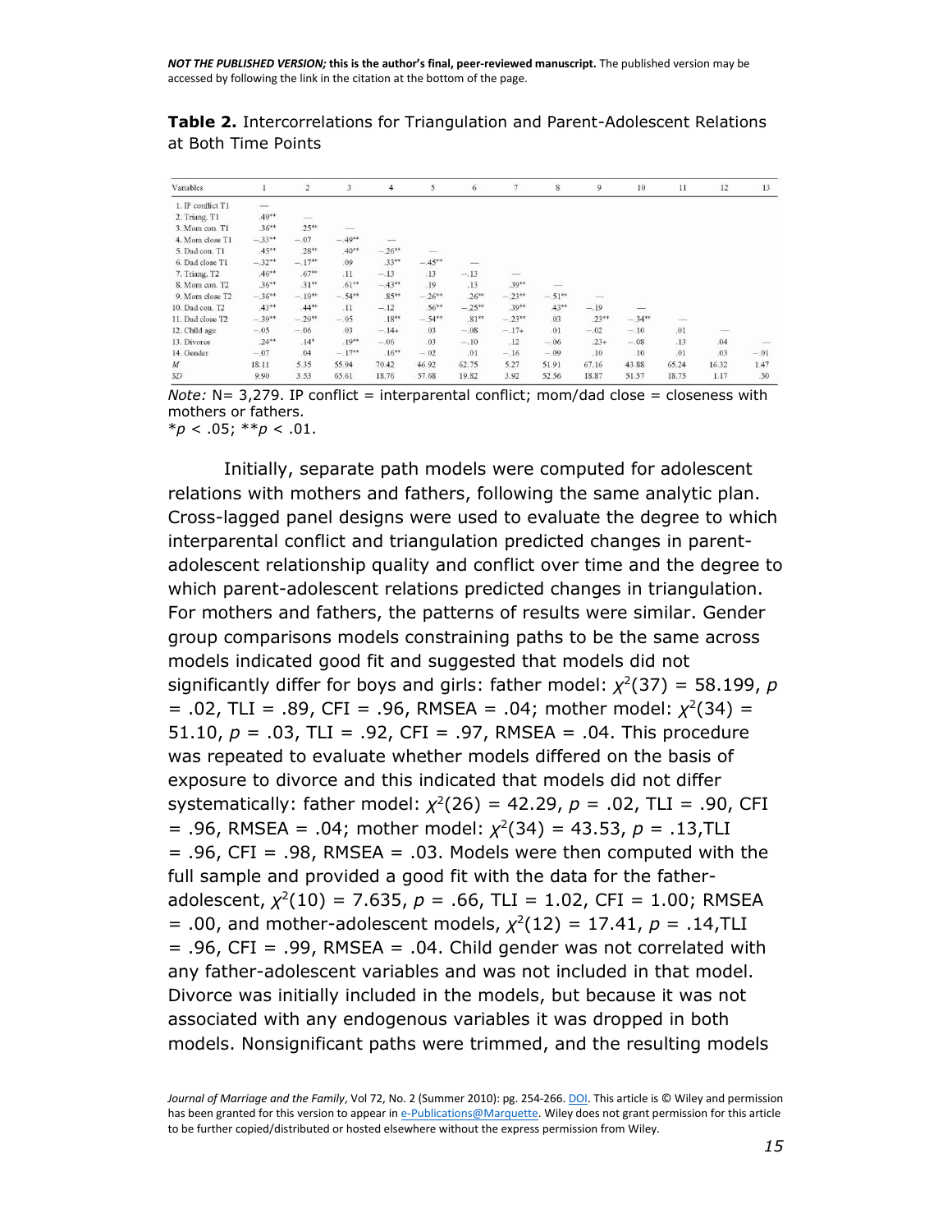**Table 2.** Intercorrelations for Triangulation and Parent-Adolescent Relations at Both Time Points

| Variables | 1 | 2 | 3 | 4 | 5 | 6 | 7 | 8 | 9 | 10 | 11 | 12 | 13 |
|---|---|---|---|---|---|---|---|---|---|---|---|---|---|
| 1. IP conflict T1 | — | | | | | | | | | | | | |
| 2. Triang. T1 | .49** | — | | | | | | | | | | | |
| 3. Mom con. T1 | .36** | .25** | — | | | | | | | | | | |
| 4. Mom close T1 | −.33** | −.07 | −.49** | — | | | | | | | | | |
| 5. Dad con. T1 | .45** | .28** | .40** | −.26** | — | | | | | | | | |
| 6. Dad close T1 | −.32** | −.17** | .09 | .33** | −.45** | — | | | | | | | |
| 7. Triang. T2 | .46** | .67** | .11 | −.13 | .13 | −.13 | — | | | | | | |
| 8. Mom con. T2 | .36** | .31** | .61** | −.43** | .19 | .13 | .39** | — | | | | | |
| 9. Mom close T2 | −.36** | −.19** | −.54** | .85** | −.26** | .26** | −.23** | −.51** | — | | | | |
| 10. Dad con. T2 | .43** | .44** | .11 | −.12 | .56** | −.25** | .39** | .43** | −.19 | — | | | |
| 11. Dad close T2 | −.39** | −.29** | −.05 | .18** | −.54** | .81** | −.23** | .03 | .23** | −.34** | — | | |
| 12. Child age | −.05 | −.06 | .03 | −.14+ | .03 | −.08 | −.17+ | .01 | −.02 | −.10 | .01 | — | |
| 13. Divorce | .24** | .14* | .19** | −.06 | .03 | −.10 | .12 | −.06 | .23+ | −.08 | .13 | .04 | — |
| 14. Gender | −.07 | .04 | −.17** | .16** | −.02 | .01 | −.16 | −.09 | .10 | .10 | .01 | .03 | −.01 |
| *M* | 18.11 | 5.35 | 55.94 | 70.42 | 46.92 | 62.75 | 5.27 | 51.91 | 67.16 | 43.88 | 65.24 | 16.32 | 1.47 |
| *SD* | 9.90 | 3.53 | 65.61 | 18.76 | 57.68 | 19.82 | 3.92 | 52.56 | 18.87 | 51.57 | 18.75 | 1.17 | .50 |

*Note:* N= 3,279. IP conflict = interparental conflict; mom/dad close = closeness with mothers or fathers.
**p* < .05; ***p* < .01.

Initially, separate path models were computed for adolescent relations with mothers and fathers, following the same analytic plan. Cross-lagged panel designs were used to evaluate the degree to which interparental conflict and triangulation predicted changes in parent-adolescent relationship quality and conflict over time and the degree to which parent-adolescent relations predicted changes in triangulation. For mothers and fathers, the patterns of results were similar. Gender group comparisons models constraining paths to be the same across models indicated good fit and suggested that models did not significantly differ for boys and girls: father model: $\chi^2(37) = 58.199$, $p = .02$, TLI = .89, CFI = .96, RMSEA = .04; mother model: $\chi^2(34) = 51.10$, $p = .03$, TLI = .92, CFI = .97, RMSEA = .04. This procedure was repeated to evaluate whether models differed on the basis of exposure to divorce and this indicated that models did not differ systematically: father model: $\chi^2(26) = 42.29$, $p = .02$, TLI = .90, CFI = .96, RMSEA = .04; mother model: $\chi^2(34) = 43.53$, $p = .13$,TLI = .96, CFI = .98, RMSEA = .03. Models were then computed with the full sample and provided a good fit with the data for the father-adolescent, $\chi^2(10) = 7.635$, $p = .66$, TLI = 1.02, CFI = 1.00; RMSEA = .00, and mother-adolescent models, $\chi^2(12) = 17.41$, $p = .14$,TLI = .96, CFI = .99, RMSEA = .04. Child gender was not correlated with any father-adolescent variables and was not included in that model. Divorce was initially included in the models, but because it was not associated with any endogenous variables it was dropped in both models. Nonsignificant paths were trimmed, and the resulting models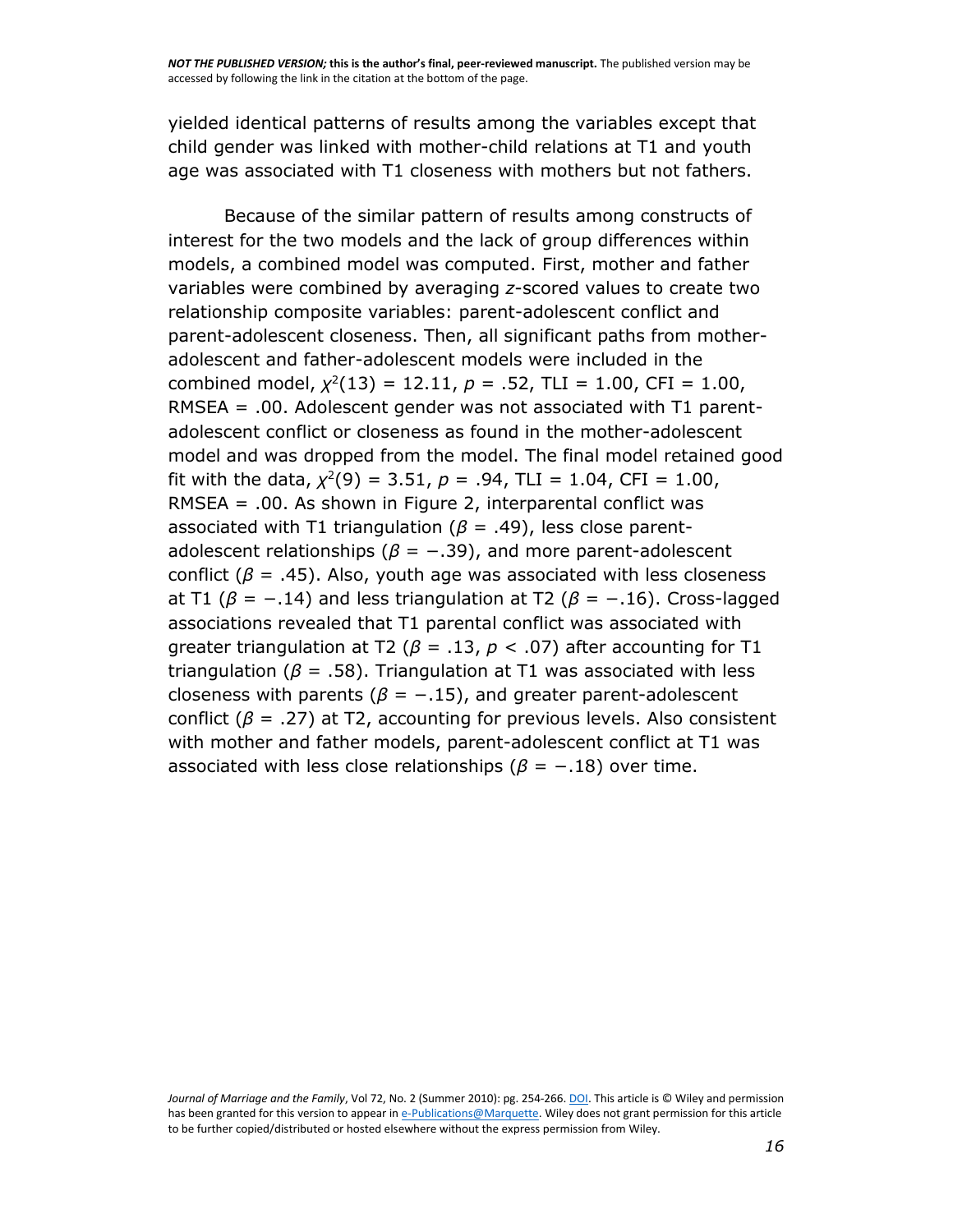yielded identical patterns of results among the variables except that child gender was linked with mother-child relations at T1 and youth age was associated with T1 closeness with mothers but not fathers.

Because of the similar pattern of results among constructs of interest for the two models and the lack of group differences within models, a combined model was computed. First, mother and father variables were combined by averaging *z*-scored values to create two relationship composite variables: parent-adolescent conflict and parent-adolescent closeness. Then, all significant paths from mother-adolescent and father-adolescent models were included in the combined model, $\chi^2(13) = 12.11$, $p = .52$, TLI = 1.00, CFI = 1.00, RMSEA = .00. Adolescent gender was not associated with T1 parent-adolescent conflict or closeness as found in the mother-adolescent model and was dropped from the model. The final model retained good fit with the data, $\chi^2(9) = 3.51$, $p = .94$, TLI = 1.04, CFI = 1.00, RMSEA = .00. As shown in Figure 2, interparental conflict was associated with T1 triangulation ($\beta = .49$), less close parent-adolescent relationships ($\beta = -.39$), and more parent-adolescent conflict ($\beta = .45$). Also, youth age was associated with less closeness at T1 ($\beta = -.14$) and less triangulation at T2 ($\beta = -.16$). Cross-lagged associations revealed that T1 parental conflict was associated with greater triangulation at T2 ($\beta = .13$, $p < .07$) after accounting for T1 triangulation ($\beta = .58$). Triangulation at T1 was associated with less closeness with parents ($\beta = -.15$), and greater parent-adolescent conflict ($\beta = .27$) at T2, accounting for previous levels. Also consistent with mother and father models, parent-adolescent conflict at T1 was associated with less close relationships ($\beta = -.18$) over time.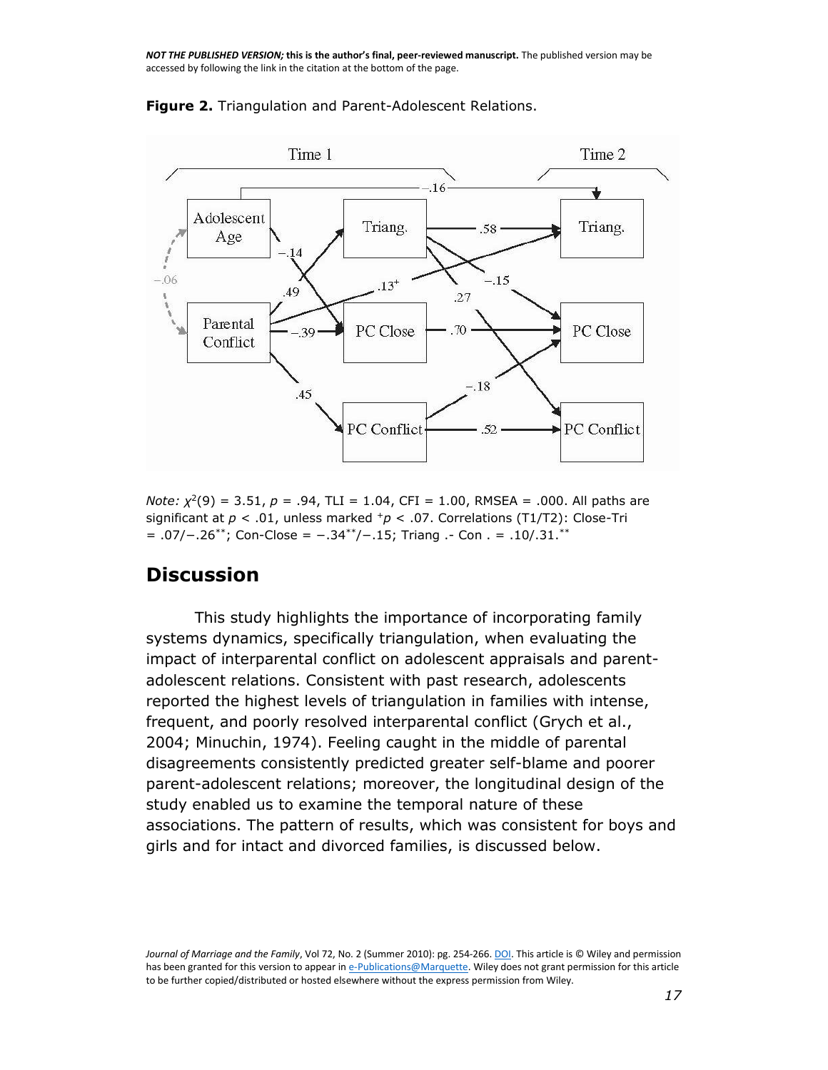**Figure 2.** Triangulation and Parent-Adolescent Relations.

*Note:* $\chi^2(9) = 3.51$, $p = .94$, TLI = 1.04, CFI = 1.00, RMSEA = .000. All paths are significant at $p < .01$, unless marked $^{+}p < .07$. Correlations (T1/T2): Close-Tri = .07/−.26$^{**}$; Con-Close = −.34$^{**}$/−.15; Triang .- Con . = .10/.31.$^{**}$

## Discussion

This study highlights the importance of incorporating family systems dynamics, specifically triangulation, when evaluating the impact of interparental conflict on adolescent appraisals and parent-adolescent relations. Consistent with past research, adolescents reported the highest levels of triangulation in families with intense, frequent, and poorly resolved interparental conflict (Grych et al., 2004; Minuchin, 1974). Feeling caught in the middle of parental disagreements consistently predicted greater self-blame and poorer parent-adolescent relations; moreover, the longitudinal design of the study enabled us to examine the temporal nature of these associations. The pattern of results, which was consistent for boys and girls and for intact and divorced families, is discussed below.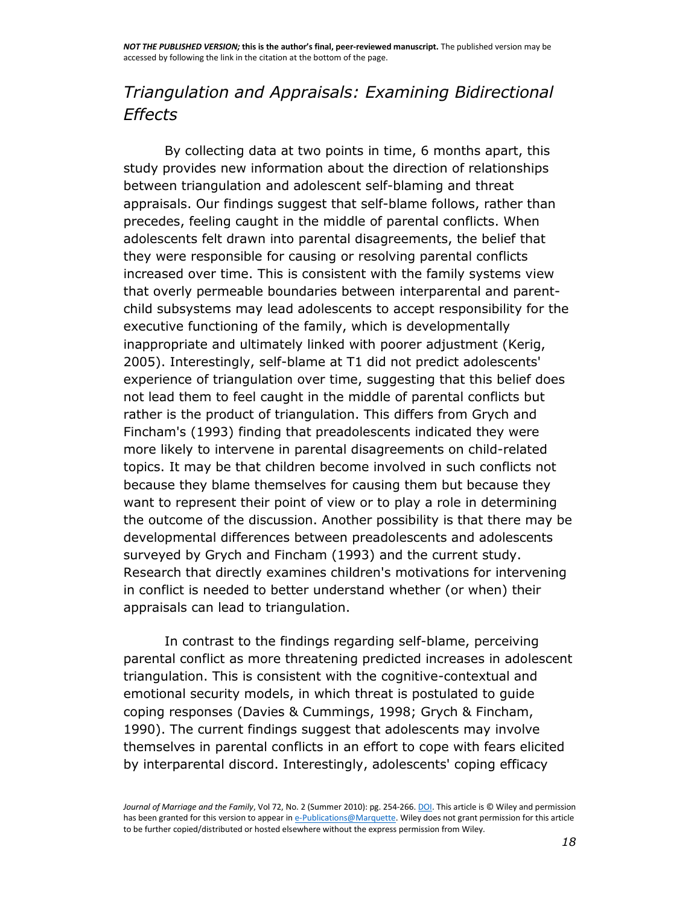## *Triangulation and Appraisals: Examining Bidirectional Effects*

By collecting data at two points in time, 6 months apart, this study provides new information about the direction of relationships between triangulation and adolescent self-blaming and threat appraisals. Our findings suggest that self-blame follows, rather than precedes, feeling caught in the middle of parental conflicts. When adolescents felt drawn into parental disagreements, the belief that they were responsible for causing or resolving parental conflicts increased over time. This is consistent with the family systems view that overly permeable boundaries between interparental and parent-child subsystems may lead adolescents to accept responsibility for the executive functioning of the family, which is developmentally inappropriate and ultimately linked with poorer adjustment (Kerig, 2005). Interestingly, self-blame at T1 did not predict adolescents' experience of triangulation over time, suggesting that this belief does not lead them to feel caught in the middle of parental conflicts but rather is the product of triangulation. This differs from Grych and Fincham's (1993) finding that preadolescents indicated they were more likely to intervene in parental disagreements on child-related topics. It may be that children become involved in such conflicts not because they blame themselves for causing them but because they want to represent their point of view or to play a role in determining the outcome of the discussion. Another possibility is that there may be developmental differences between preadolescents and adolescents surveyed by Grych and Fincham (1993) and the current study. Research that directly examines children's motivations for intervening in conflict is needed to better understand whether (or when) their appraisals can lead to triangulation.

In contrast to the findings regarding self-blame, perceiving parental conflict as more threatening predicted increases in adolescent triangulation. This is consistent with the cognitive-contextual and emotional security models, in which threat is postulated to guide coping responses (Davies & Cummings, 1998; Grych & Fincham, 1990). The current findings suggest that adolescents may involve themselves in parental conflicts in an effort to cope with fears elicited by interparental discord. Interestingly, adolescents' coping efficacy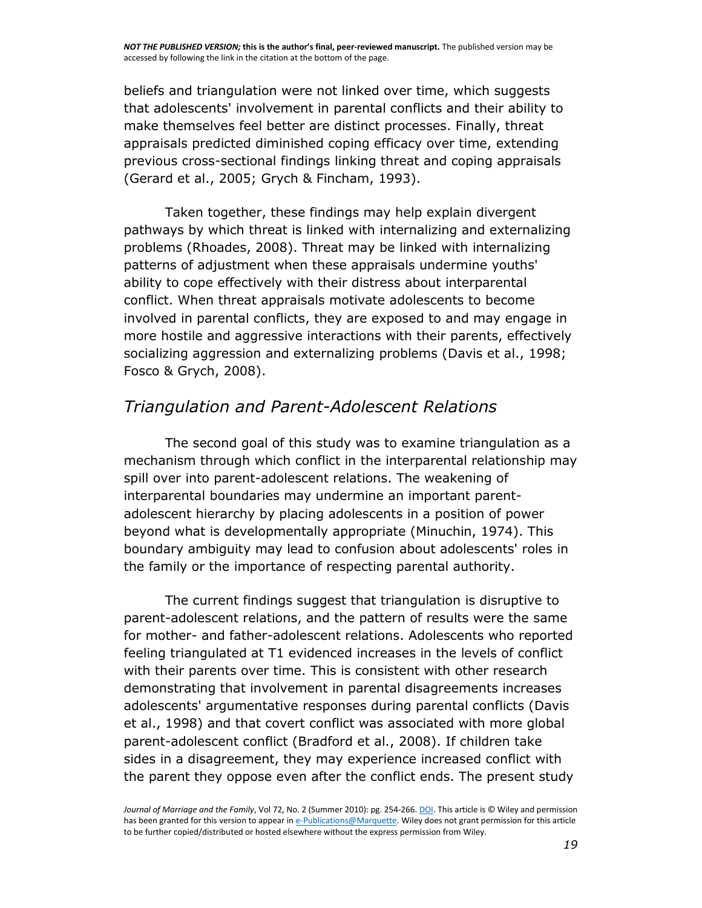beliefs and triangulation were not linked over time, which suggests that adolescents' involvement in parental conflicts and their ability to make themselves feel better are distinct processes. Finally, threat appraisals predicted diminished coping efficacy over time, extending previous cross-sectional findings linking threat and coping appraisals (Gerard et al., 2005; Grych & Fincham, 1993).

Taken together, these findings may help explain divergent pathways by which threat is linked with internalizing and externalizing problems (Rhoades, 2008). Threat may be linked with internalizing patterns of adjustment when these appraisals undermine youths' ability to cope effectively with their distress about interparental conflict. When threat appraisals motivate adolescents to become involved in parental conflicts, they are exposed to and may engage in more hostile and aggressive interactions with their parents, effectively socializing aggression and externalizing problems (Davis et al., 1998; Fosco & Grych, 2008).

## *Triangulation and Parent-Adolescent Relations*

The second goal of this study was to examine triangulation as a mechanism through which conflict in the interparental relationship may spill over into parent-adolescent relations. The weakening of interparental boundaries may undermine an important parent-adolescent hierarchy by placing adolescents in a position of power beyond what is developmentally appropriate (Minuchin, 1974). This boundary ambiguity may lead to confusion about adolescents' roles in the family or the importance of respecting parental authority.

The current findings suggest that triangulation is disruptive to parent-adolescent relations, and the pattern of results were the same for mother- and father-adolescent relations. Adolescents who reported feeling triangulated at T1 evidenced increases in the levels of conflict with their parents over time. This is consistent with other research demonstrating that involvement in parental disagreements increases adolescents' argumentative responses during parental conflicts (Davis et al., 1998) and that covert conflict was associated with more global parent-adolescent conflict (Bradford et al., 2008). If children take sides in a disagreement, they may experience increased conflict with the parent they oppose even after the conflict ends. The present study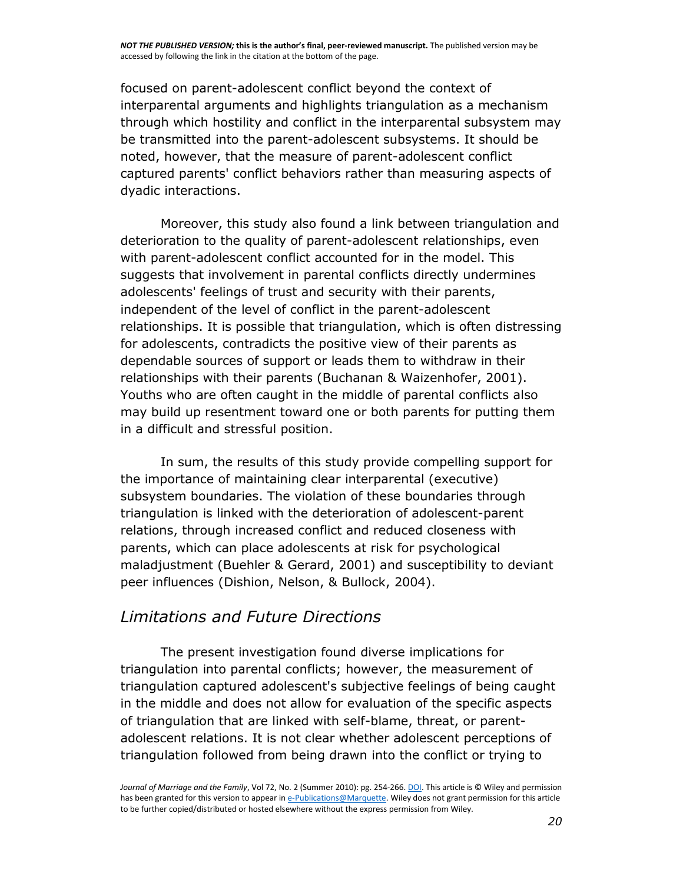focused on parent-adolescent conflict beyond the context of interparental arguments and highlights triangulation as a mechanism through which hostility and conflict in the interparental subsystem may be transmitted into the parent-adolescent subsystems. It should be noted, however, that the measure of parent-adolescent conflict captured parents' conflict behaviors rather than measuring aspects of dyadic interactions.

Moreover, this study also found a link between triangulation and deterioration to the quality of parent-adolescent relationships, even with parent-adolescent conflict accounted for in the model. This suggests that involvement in parental conflicts directly undermines adolescents' feelings of trust and security with their parents, independent of the level of conflict in the parent-adolescent relationships. It is possible that triangulation, which is often distressing for adolescents, contradicts the positive view of their parents as dependable sources of support or leads them to withdraw in their relationships with their parents (Buchanan & Waizenhofer, 2001). Youths who are often caught in the middle of parental conflicts also may build up resentment toward one or both parents for putting them in a difficult and stressful position.

In sum, the results of this study provide compelling support for the importance of maintaining clear interparental (executive) subsystem boundaries. The violation of these boundaries through triangulation is linked with the deterioration of adolescent-parent relations, through increased conflict and reduced closeness with parents, which can place adolescents at risk for psychological maladjustment (Buehler & Gerard, 2001) and susceptibility to deviant peer influences (Dishion, Nelson, & Bullock, 2004).

## *Limitations and Future Directions*

The present investigation found diverse implications for triangulation into parental conflicts; however, the measurement of triangulation captured adolescent's subjective feelings of being caught in the middle and does not allow for evaluation of the specific aspects of triangulation that are linked with self-blame, threat, or parent-adolescent relations. It is not clear whether adolescent perceptions of triangulation followed from being drawn into the conflict or trying to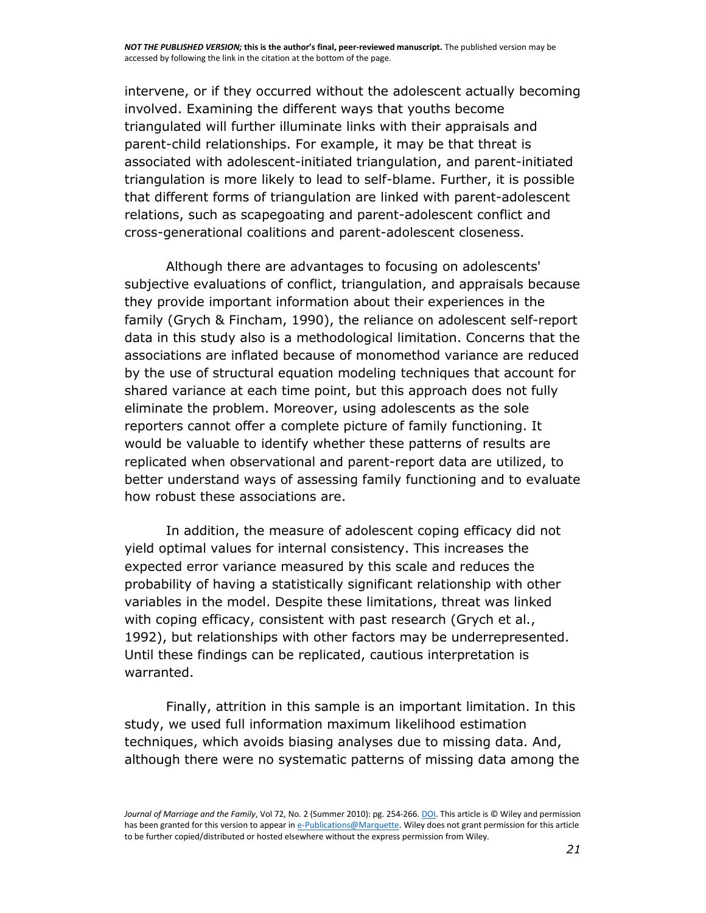intervene, or if they occurred without the adolescent actually becoming involved. Examining the different ways that youths become triangulated will further illuminate links with their appraisals and parent-child relationships. For example, it may be that threat is associated with adolescent-initiated triangulation, and parent-initiated triangulation is more likely to lead to self-blame. Further, it is possible that different forms of triangulation are linked with parent-adolescent relations, such as scapegoating and parent-adolescent conflict and cross-generational coalitions and parent-adolescent closeness.

Although there are advantages to focusing on adolescents' subjective evaluations of conflict, triangulation, and appraisals because they provide important information about their experiences in the family (Grych & Fincham, 1990), the reliance on adolescent self-report data in this study also is a methodological limitation. Concerns that the associations are inflated because of monomethod variance are reduced by the use of structural equation modeling techniques that account for shared variance at each time point, but this approach does not fully eliminate the problem. Moreover, using adolescents as the sole reporters cannot offer a complete picture of family functioning. It would be valuable to identify whether these patterns of results are replicated when observational and parent-report data are utilized, to better understand ways of assessing family functioning and to evaluate how robust these associations are.

In addition, the measure of adolescent coping efficacy did not yield optimal values for internal consistency. This increases the expected error variance measured by this scale and reduces the probability of having a statistically significant relationship with other variables in the model. Despite these limitations, threat was linked with coping efficacy, consistent with past research (Grych et al., 1992), but relationships with other factors may be underrepresented. Until these findings can be replicated, cautious interpretation is warranted.

Finally, attrition in this sample is an important limitation. In this study, we used full information maximum likelihood estimation techniques, which avoids biasing analyses due to missing data. And, although there were no systematic patterns of missing data among the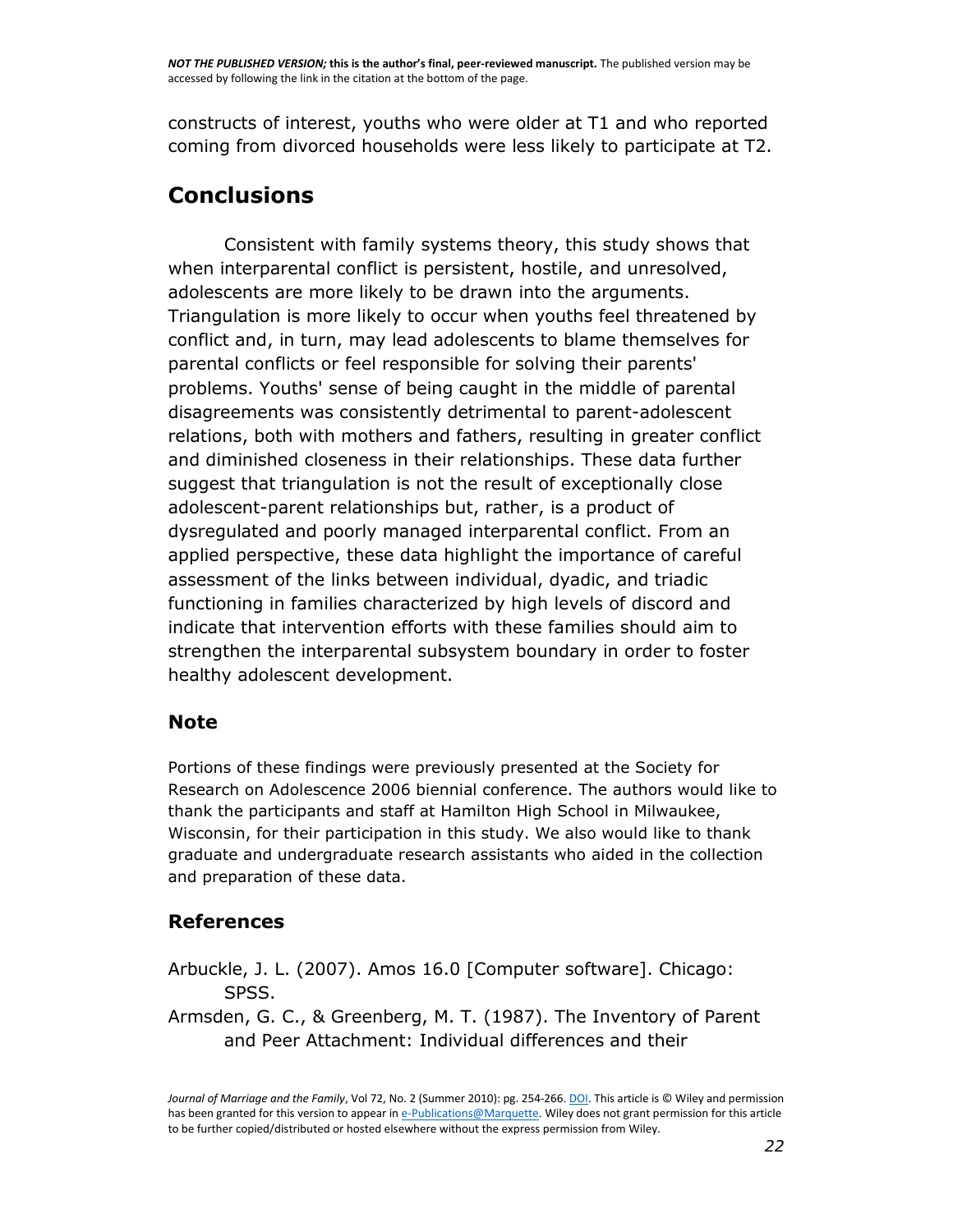constructs of interest, youths who were older at T1 and who reported coming from divorced households were less likely to participate at T2.

## Conclusions

Consistent with family systems theory, this study shows that when interparental conflict is persistent, hostile, and unresolved, adolescents are more likely to be drawn into the arguments. Triangulation is more likely to occur when youths feel threatened by conflict and, in turn, may lead adolescents to blame themselves for parental conflicts or feel responsible for solving their parents' problems. Youths' sense of being caught in the middle of parental disagreements was consistently detrimental to parent-adolescent relations, both with mothers and fathers, resulting in greater conflict and diminished closeness in their relationships. These data further suggest that triangulation is not the result of exceptionally close adolescent-parent relationships but, rather, is a product of dysregulated and poorly managed interparental conflict. From an applied perspective, these data highlight the importance of careful assessment of the links between individual, dyadic, and triadic functioning in families characterized by high levels of discord and indicate that intervention efforts with these families should aim to strengthen the interparental subsystem boundary in order to foster healthy adolescent development.

### Note

Portions of these findings were previously presented at the Society for Research on Adolescence 2006 biennial conference. The authors would like to thank the participants and staff at Hamilton High School in Milwaukee, Wisconsin, for their participation in this study. We also would like to thank graduate and undergraduate research assistants who aided in the collection and preparation of these data.

## References

Arbuckle, J. L. (2007). Amos 16.0 [Computer software]. Chicago: SPSS.

Armsden, G. C., & Greenberg, M. T. (1987). The Inventory of Parent and Peer Attachment: Individual differences and their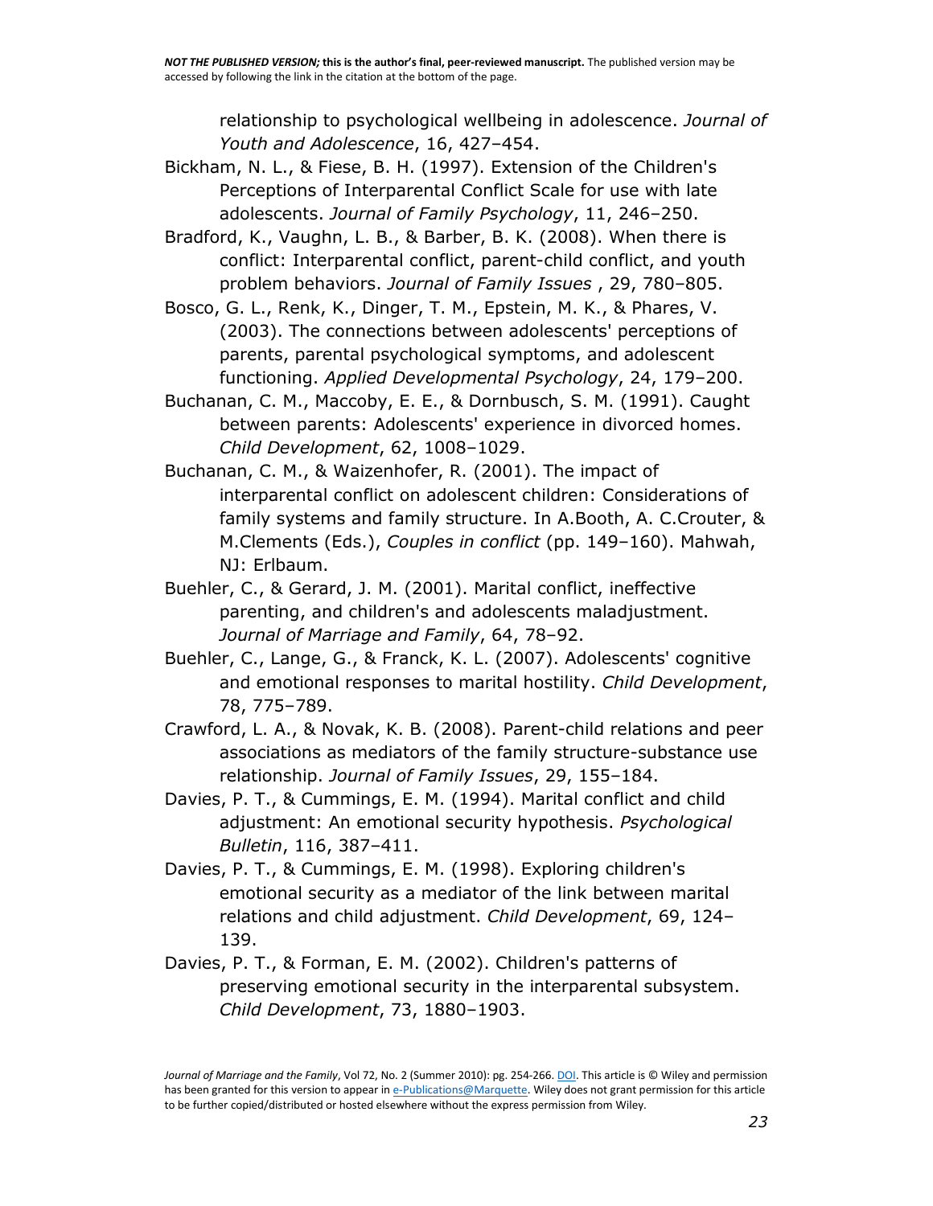relationship to psychological wellbeing in adolescence. *Journal of Youth and Adolescence*, 16, 427–454.

Bickham, N. L., & Fiese, B. H. (1997). Extension of the Children's Perceptions of Interparental Conflict Scale for use with late adolescents. *Journal of Family Psychology*, 11, 246–250.

Bradford, K., Vaughn, L. B., & Barber, B. K. (2008). When there is conflict: Interparental conflict, parent-child conflict, and youth problem behaviors. *Journal of Family Issues* , 29, 780–805.

Bosco, G. L., Renk, K., Dinger, T. M., Epstein, M. K., & Phares, V. (2003). The connections between adolescents' perceptions of parents, parental psychological symptoms, and adolescent functioning. *Applied Developmental Psychology*, 24, 179–200.

Buchanan, C. M., Maccoby, E. E., & Dornbusch, S. M. (1991). Caught between parents: Adolescents' experience in divorced homes. *Child Development*, 62, 1008–1029.

Buchanan, C. M., & Waizenhofer, R. (2001). The impact of interparental conflict on adolescent children: Considerations of family systems and family structure. In A.Booth, A. C.Crouter, & M.Clements (Eds.), *Couples in conflict* (pp. 149–160). Mahwah, NJ: Erlbaum.

Buehler, C., & Gerard, J. M. (2001). Marital conflict, ineffective parenting, and children's and adolescents maladjustment. *Journal of Marriage and Family*, 64, 78–92.

Buehler, C., Lange, G., & Franck, K. L. (2007). Adolescents' cognitive and emotional responses to marital hostility. *Child Development*, 78, 775–789.

Crawford, L. A., & Novak, K. B. (2008). Parent-child relations and peer associations as mediators of the family structure-substance use relationship. *Journal of Family Issues*, 29, 155–184.

Davies, P. T., & Cummings, E. M. (1994). Marital conflict and child adjustment: An emotional security hypothesis. *Psychological Bulletin*, 116, 387–411.

Davies, P. T., & Cummings, E. M. (1998). Exploring children's emotional security as a mediator of the link between marital relations and child adjustment. *Child Development*, 69, 124–139.

Davies, P. T., & Forman, E. M. (2002). Children's patterns of preserving emotional security in the interparental subsystem. *Child Development*, 73, 1880–1903.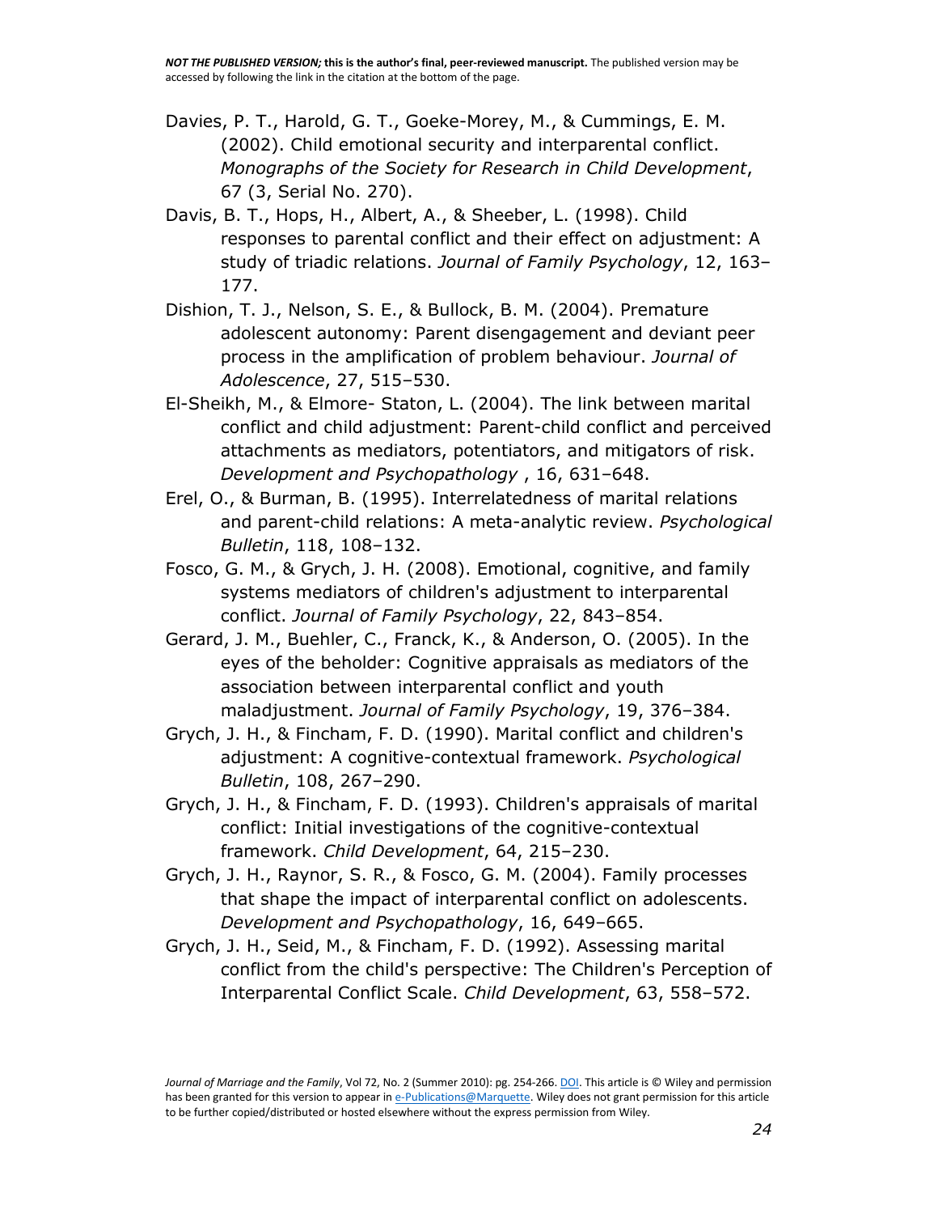Davies, P. T., Harold, G. T., Goeke-Morey, M., & Cummings, E. M. (2002). Child emotional security and interparental conflict. *Monographs of the Society for Research in Child Development*, 67 (3, Serial No. 270).

Davis, B. T., Hops, H., Albert, A., & Sheeber, L. (1998). Child responses to parental conflict and their effect on adjustment: A study of triadic relations. *Journal of Family Psychology*, 12, 163–177.

Dishion, T. J., Nelson, S. E., & Bullock, B. M. (2004). Premature adolescent autonomy: Parent disengagement and deviant peer process in the amplification of problem behaviour. *Journal of Adolescence*, 27, 515–530.

El-Sheikh, M., & Elmore- Staton, L. (2004). The link between marital conflict and child adjustment: Parent-child conflict and perceived attachments as mediators, potentiators, and mitigators of risk. *Development and Psychopathology* , 16, 631–648.

Erel, O., & Burman, B. (1995). Interrelatedness of marital relations and parent-child relations: A meta-analytic review. *Psychological Bulletin*, 118, 108–132.

Fosco, G. M., & Grych, J. H. (2008). Emotional, cognitive, and family systems mediators of children's adjustment to interparental conflict. *Journal of Family Psychology*, 22, 843–854.

Gerard, J. M., Buehler, C., Franck, K., & Anderson, O. (2005). In the eyes of the beholder: Cognitive appraisals as mediators of the association between interparental conflict and youth maladjustment. *Journal of Family Psychology*, 19, 376–384.

Grych, J. H., & Fincham, F. D. (1990). Marital conflict and children's adjustment: A cognitive-contextual framework. *Psychological Bulletin*, 108, 267–290.

Grych, J. H., & Fincham, F. D. (1993). Children's appraisals of marital conflict: Initial investigations of the cognitive-contextual framework. *Child Development*, 64, 215–230.

Grych, J. H., Raynor, S. R., & Fosco, G. M. (2004). Family processes that shape the impact of interparental conflict on adolescents. *Development and Psychopathology*, 16, 649–665.

Grych, J. H., Seid, M., & Fincham, F. D. (1992). Assessing marital conflict from the child's perspective: The Children's Perception of Interparental Conflict Scale. *Child Development*, 63, 558–572.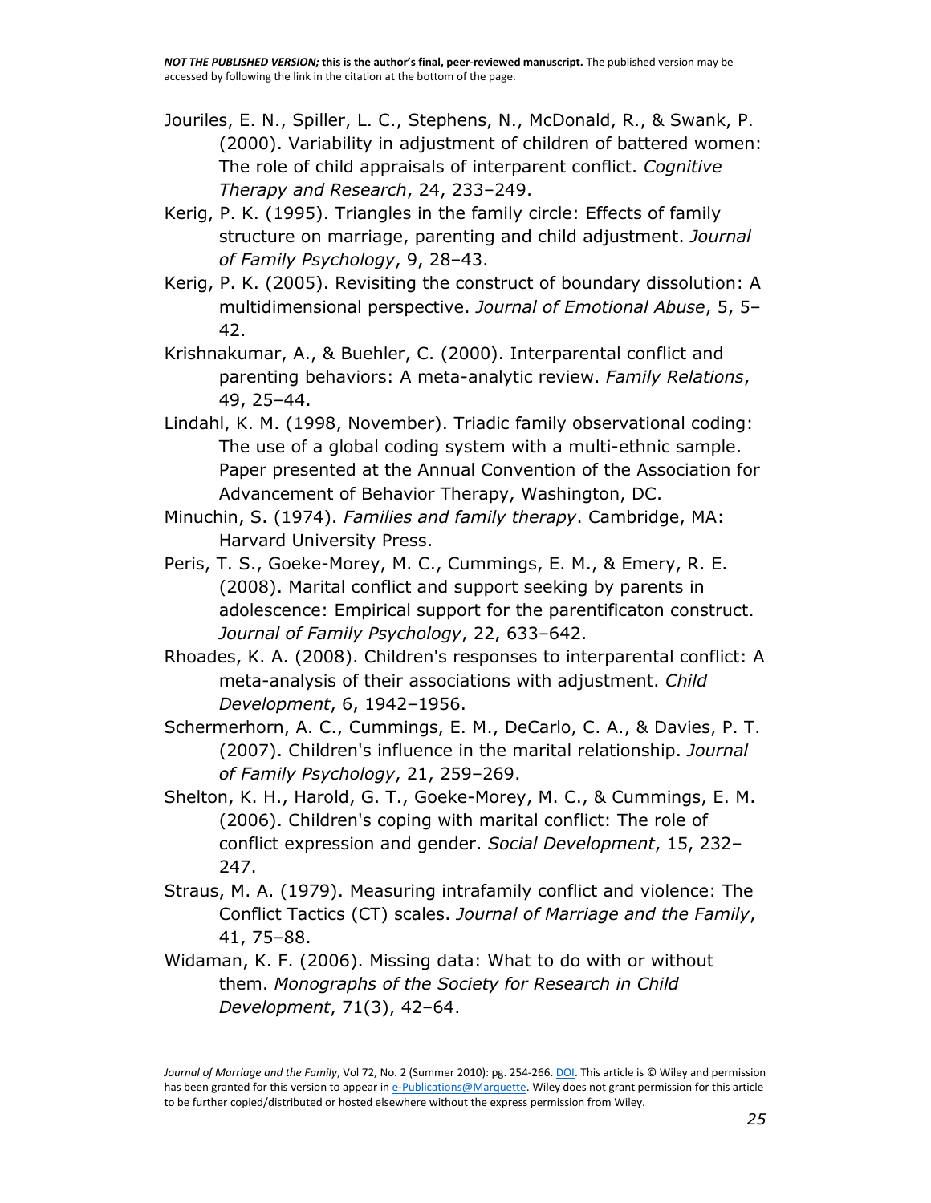Jouriles, E. N., Spiller, L. C., Stephens, N., McDonald, R., & Swank, P. (2000). Variability in adjustment of children of battered women: The role of child appraisals of interparent conflict. *Cognitive Therapy and Research*, 24, 233–249.

Kerig, P. K. (1995). Triangles in the family circle: Effects of family structure on marriage, parenting and child adjustment. *Journal of Family Psychology*, 9, 28–43.

Kerig, P. K. (2005). Revisiting the construct of boundary dissolution: A multidimensional perspective. *Journal of Emotional Abuse*, 5, 5–42.

Krishnakumar, A., & Buehler, C. (2000). Interparental conflict and parenting behaviors: A meta-analytic review. *Family Relations*, 49, 25–44.

Lindahl, K. M. (1998, November). Triadic family observational coding: The use of a global coding system with a multi-ethnic sample. Paper presented at the Annual Convention of the Association for Advancement of Behavior Therapy, Washington, DC.

Minuchin, S. (1974). *Families and family therapy*. Cambridge, MA: Harvard University Press.

Peris, T. S., Goeke-Morey, M. C., Cummings, E. M., & Emery, R. E. (2008). Marital conflict and support seeking by parents in adolescence: Empirical support for the parentificaton construct. *Journal of Family Psychology*, 22, 633–642.

Rhoades, K. A. (2008). Children's responses to interparental conflict: A meta-analysis of their associations with adjustment. *Child Development*, 6, 1942–1956.

Schermerhorn, A. C., Cummings, E. M., DeCarlo, C. A., & Davies, P. T. (2007). Children's influence in the marital relationship. *Journal of Family Psychology*, 21, 259–269.

Shelton, K. H., Harold, G. T., Goeke-Morey, M. C., & Cummings, E. M. (2006). Children's coping with marital conflict: The role of conflict expression and gender. *Social Development*, 15, 232–247.

Straus, M. A. (1979). Measuring intrafamily conflict and violence: The Conflict Tactics (CT) scales. *Journal of Marriage and the Family*, 41, 75–88.

Widaman, K. F. (2006). Missing data: What to do with or without them. *Monographs of the Society for Research in Child Development*, 71(3), 42–64.